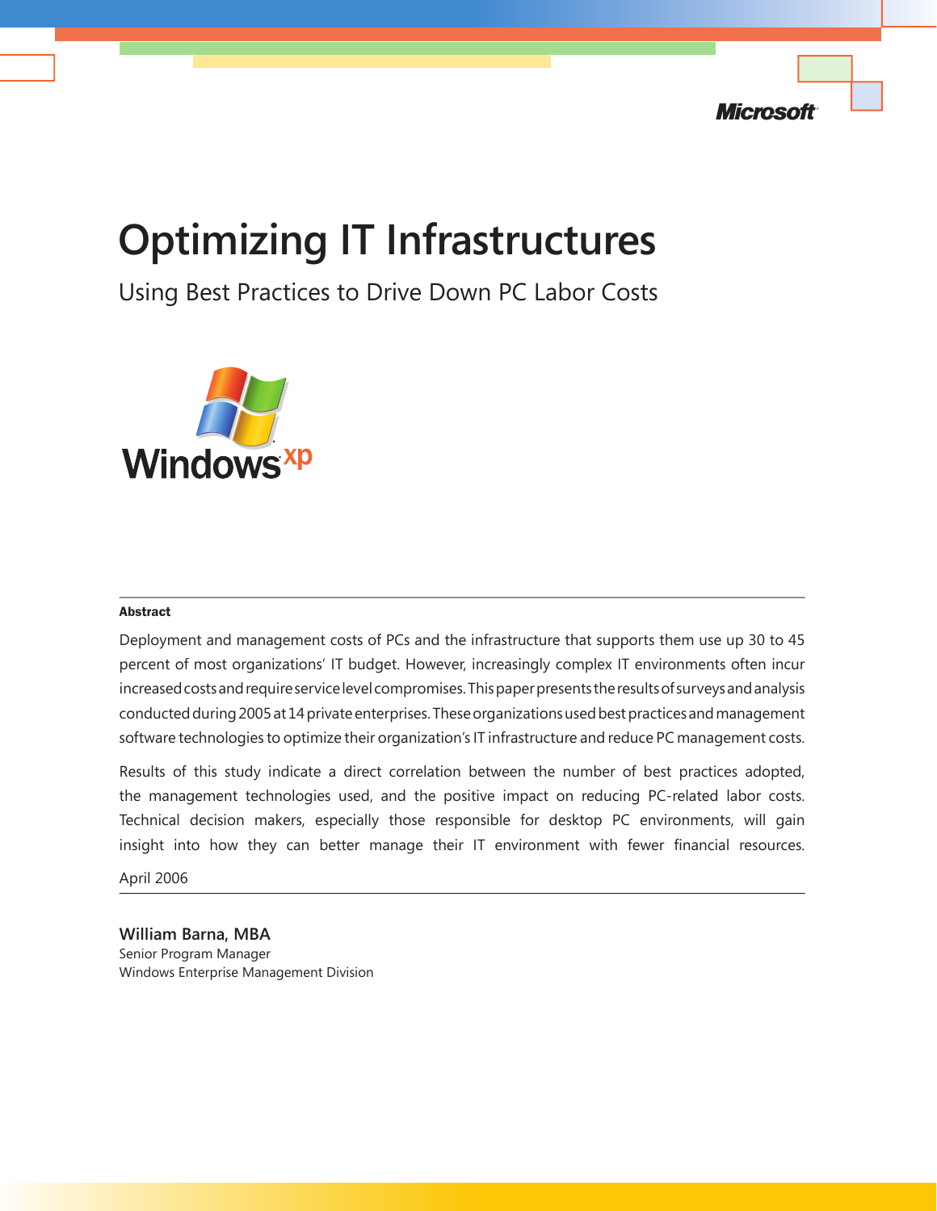# Optimizing IT Infrastructures

Using Best Practices to Drive Down PC Labor Costs

**Abstract**

Deployment and management costs of PCs and the infrastructure that supports them use up 30 to 45 percent of most organizations' IT budget. However, increasingly complex IT environments often incur increased costs and require service level compromises. This paper presents the results of surveys and analysis conducted during 2005 at 14 private enterprises. These organizations used best practices and management software technologies to optimize their organization's IT infrastructure and reduce PC management costs.

Results of this study indicate a direct correlation between the number of best practices adopted, the management technologies used, and the positive impact on reducing PC-related labor costs. Technical decision makers, especially those responsible for desktop PC environments, will gain insight into how they can better manage their IT environment with fewer financial resources.

April 2006

**William Barna, MBA**
Senior Program Manager
Windows Enterprise Management Division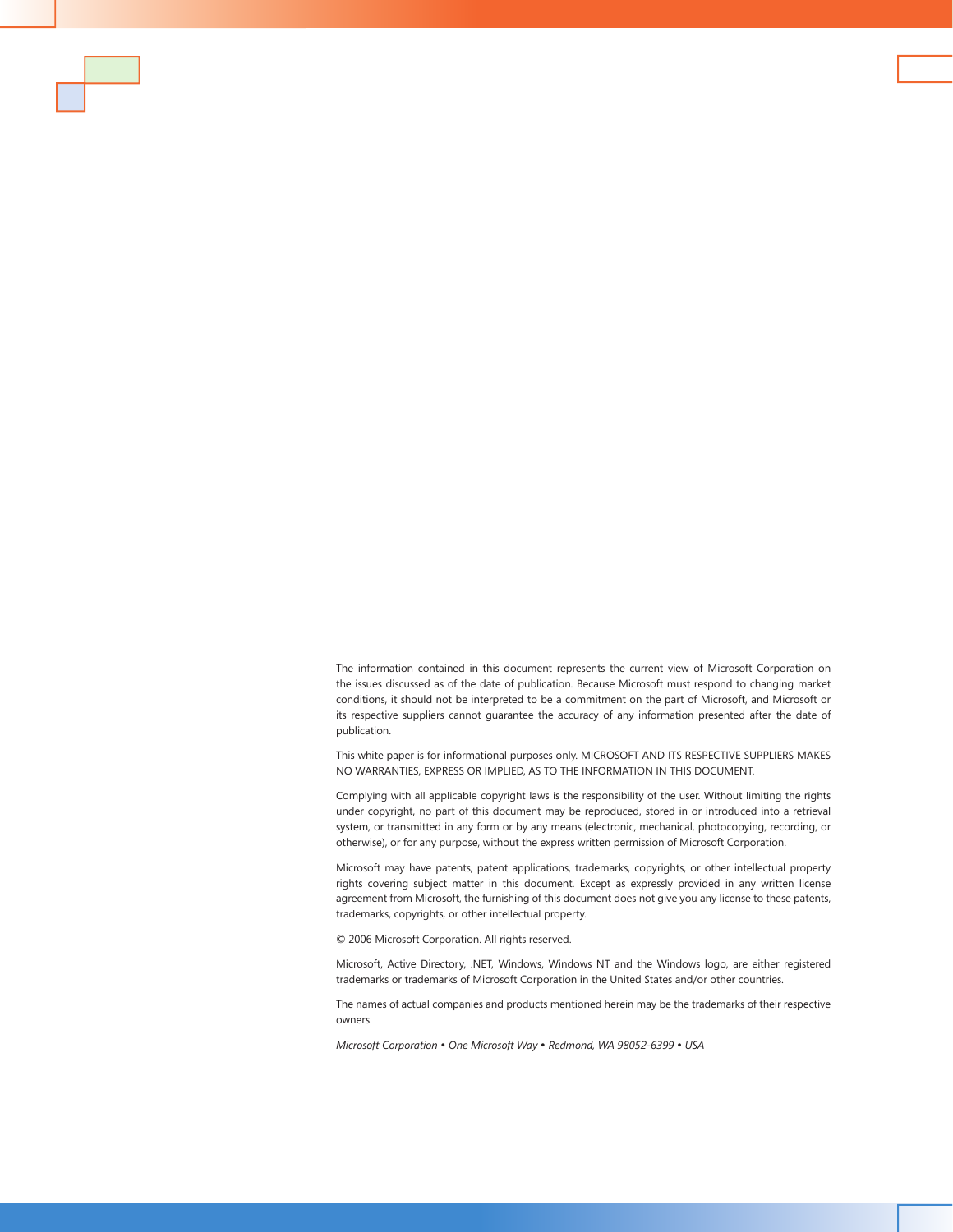The information contained in this document represents the current view of Microsoft Corporation on the issues discussed as of the date of publication. Because Microsoft must respond to changing market conditions, it should not be interpreted to be a commitment on the part of Microsoft, and Microsoft or its respective suppliers cannot guarantee the accuracy of any information presented after the date of publication.

This white paper is for informational purposes only. MICROSOFT AND ITS RESPECTIVE SUPPLIERS MAKES NO WARRANTIES, EXPRESS OR IMPLIED, AS TO THE INFORMATION IN THIS DOCUMENT.

Complying with all applicable copyright laws is the responsibility of the user. Without limiting the rights under copyright, no part of this document may be reproduced, stored in or introduced into a retrieval system, or transmitted in any form or by any means (electronic, mechanical, photocopying, recording, or otherwise), or for any purpose, without the express written permission of Microsoft Corporation.

Microsoft may have patents, patent applications, trademarks, copyrights, or other intellectual property rights covering subject matter in this document. Except as expressly provided in any written license agreement from Microsoft, the furnishing of this document does not give you any license to these patents, trademarks, copyrights, or other intellectual property.

© 2006 Microsoft Corporation. All rights reserved.

Microsoft, Active Directory, .NET, Windows, Windows NT and the Windows logo, are either registered trademarks or trademarks of Microsoft Corporation in the United States and/or other countries.

The names of actual companies and products mentioned herein may be the trademarks of their respective owners.

*Microsoft Corporation • One Microsoft Way • Redmond, WA 98052-6399 • USA*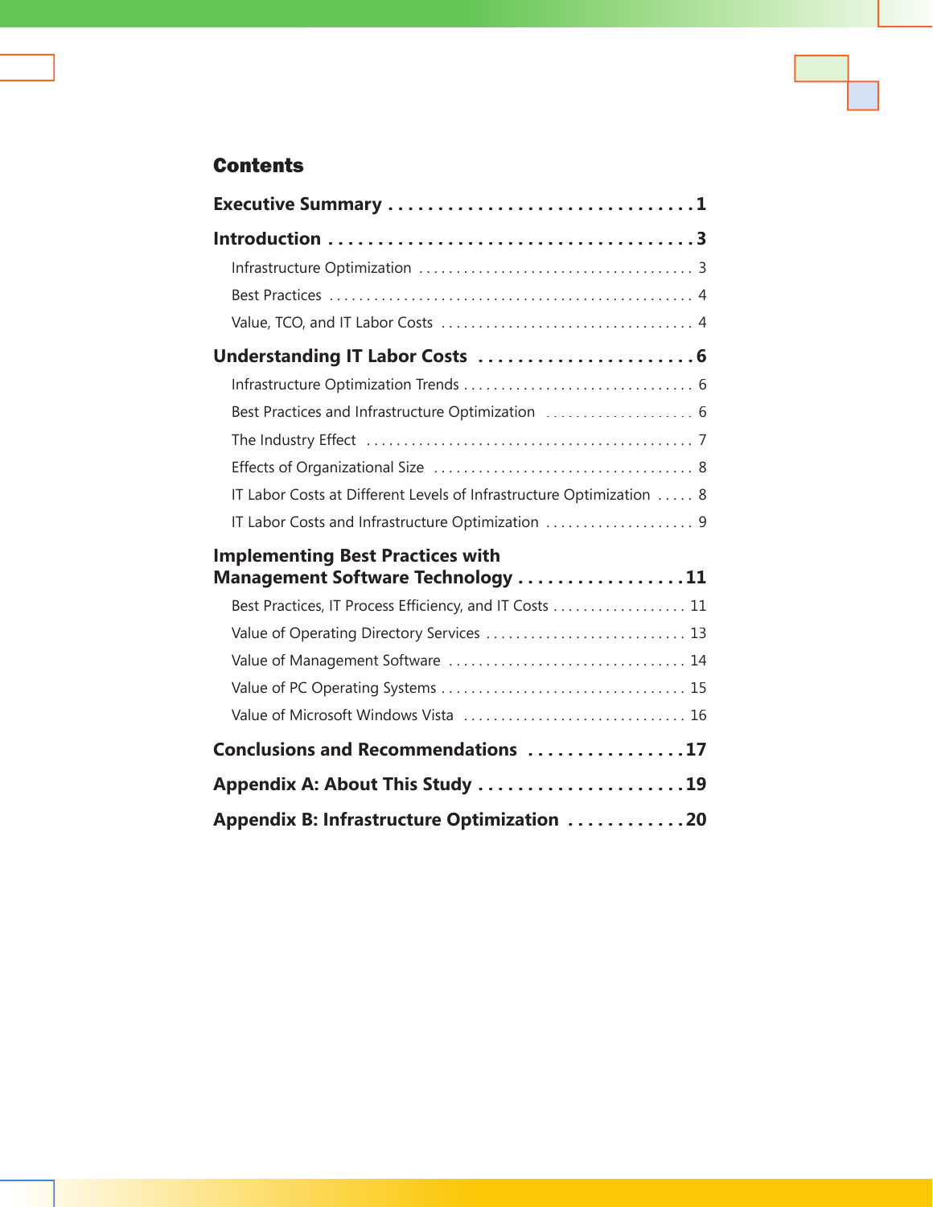# Contents

**Executive Summary** .................................. **1**

**Introduction** .................................. **3**

- Infrastructure Optimization .................................. 3
- Best Practices .................................. 4
- Value, TCO, and IT Labor Costs .................................. 4

**Understanding IT Labor Costs** .................................. **6**

- Infrastructure Optimization Trends .................................. 6
- Best Practices and Infrastructure Optimization .................................. 6
- The Industry Effect .................................. 7
- Effects of Organizational Size .................................. 8
- IT Labor Costs at Different Levels of Infrastructure Optimization .................................. 8
- IT Labor Costs and Infrastructure Optimization .................................. 9

**Implementing Best Practices with Management Software Technology** .................................. **11**

- Best Practices, IT Process Efficiency, and IT Costs .................................. 11
- Value of Operating Directory Services .................................. 13
- Value of Management Software .................................. 14
- Value of PC Operating Systems .................................. 15
- Value of Microsoft Windows Vista .................................. 16

**Conclusions and Recommendations** .................................. **17**

**Appendix A: About This Study** .................................. **19**

**Appendix B: Infrastructure Optimization** .................................. **20**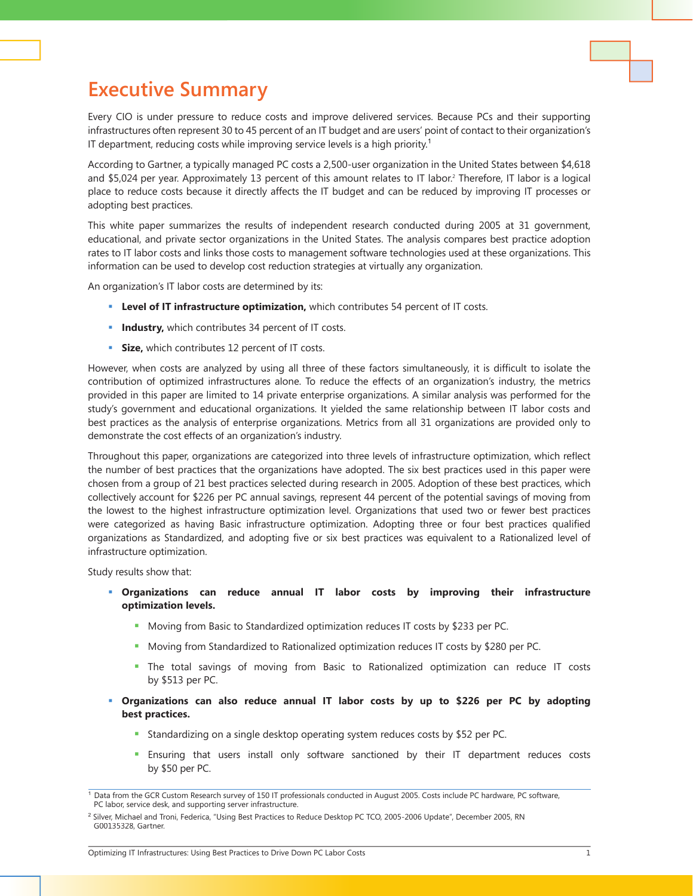# Executive Summary

Every CIO is under pressure to reduce costs and improve delivered services. Because PCs and their supporting infrastructures often represent 30 to 45 percent of an IT budget and are users' point of contact to their organization's IT department, reducing costs while improving service levels is a high priority.[1]

According to Gartner, a typically managed PC costs a 2,500-user organization in the United States between $4,618 and $5,024 per year. Approximately 13 percent of this amount relates to IT labor.[2] Therefore, IT labor is a logical place to reduce costs because it directly affects the IT budget and can be reduced by improving IT processes or adopting best practices.

This white paper summarizes the results of independent research conducted during 2005 at 31 government, educational, and private sector organizations in the United States. The analysis compares best practice adoption rates to IT labor costs and links those costs to management software technologies used at these organizations. This information can be used to develop cost reduction strategies at virtually any organization.

An organization's IT labor costs are determined by its:

- **Level of IT infrastructure optimization,** which contributes 54 percent of IT costs.
- **Industry,** which contributes 34 percent of IT costs.
- **Size,** which contributes 12 percent of IT costs.

However, when costs are analyzed by using all three of these factors simultaneously, it is difficult to isolate the contribution of optimized infrastructures alone. To reduce the effects of an organization's industry, the metrics provided in this paper are limited to 14 private enterprise organizations. A similar analysis was performed for the study's government and educational organizations. It yielded the same relationship between IT labor costs and best practices as the analysis of enterprise organizations. Metrics from all 31 organizations are provided only to demonstrate the cost effects of an organization's industry.

Throughout this paper, organizations are categorized into three levels of infrastructure optimization, which reflect the number of best practices that the organizations have adopted. The six best practices used in this paper were chosen from a group of 21 best practices selected during research in 2005. Adoption of these best practices, which collectively account for $226 per PC annual savings, represent 44 percent of the potential savings of moving from the lowest to the highest infrastructure optimization level. Organizations that used two or fewer best practices were categorized as having Basic infrastructure optimization. Adopting three or four best practices qualified organizations as Standardized, and adopting five or six best practices was equivalent to a Rationalized level of infrastructure optimization.

Study results show that:

- **Organizations can reduce annual IT labor costs by improving their infrastructure optimization levels.**
  - Moving from Basic to Standardized optimization reduces IT costs by $233 per PC.
  - Moving from Standardized to Rationalized optimization reduces IT costs by $280 per PC.
  - The total savings of moving from Basic to Rationalized optimization can reduce IT costs by $513 per PC.
- **Organizations can also reduce annual IT labor costs by up to $226 per PC by adopting best practices.**
  - Standardizing on a single desktop operating system reduces costs by $52 per PC.
  - Ensuring that users install only software sanctioned by their IT department reduces costs by $50 per PC.

---

[1] Data from the GCR Custom Research survey of 150 IT professionals conducted in August 2005. Costs include PC hardware, PC software, PC labor, service desk, and supporting server infrastructure.

[2] Silver, Michael and Troni, Federica, "Using Best Practices to Reduce Desktop PC TCO, 2005-2006 Update", December 2005, RN G00135328, Gartner.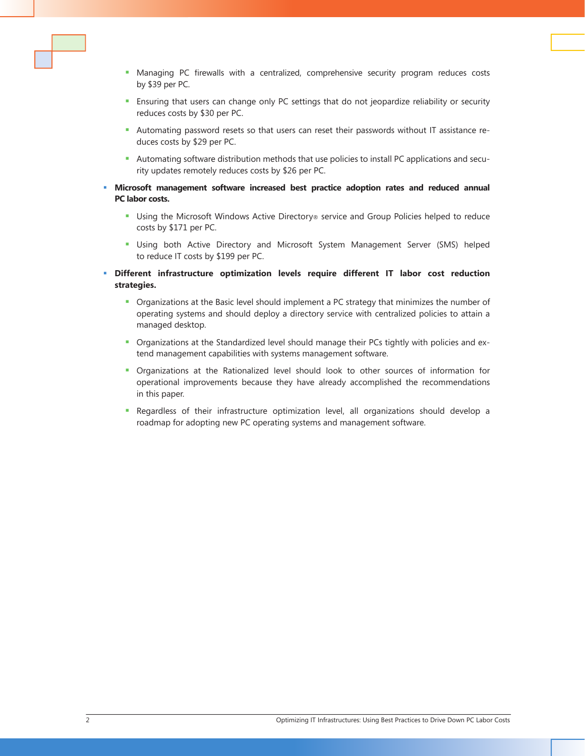- Managing PC firewalls with a centralized, comprehensive security program reduces costs by $39 per PC.
    - Ensuring that users can change only PC settings that do not jeopardize reliability or security reduces costs by $30 per PC.
    - Automating password resets so that users can reset their passwords without IT assistance reduces costs by $29 per PC.
    - Automating software distribution methods that use policies to install PC applications and security updates remotely reduces costs by $26 per PC.

- **Microsoft management software increased best practice adoption rates and reduced annual PC labor costs.**
    - Using the Microsoft Windows Active Directory® service and Group Policies helped to reduce costs by $171 per PC.
    - Using both Active Directory and Microsoft System Management Server (SMS) helped to reduce IT costs by $199 per PC.

- **Different infrastructure optimization levels require different IT labor cost reduction strategies.**
    - Organizations at the Basic level should implement a PC strategy that minimizes the number of operating systems and should deploy a directory service with centralized policies to attain a managed desktop.
    - Organizations at the Standardized level should manage their PCs tightly with policies and extend management capabilities with systems management software.
    - Organizations at the Rationalized level should look to other sources of information for operational improvements because they have already accomplished the recommendations in this paper.
    - Regardless of their infrastructure optimization level, all organizations should develop a roadmap for adopting new PC operating systems and management software.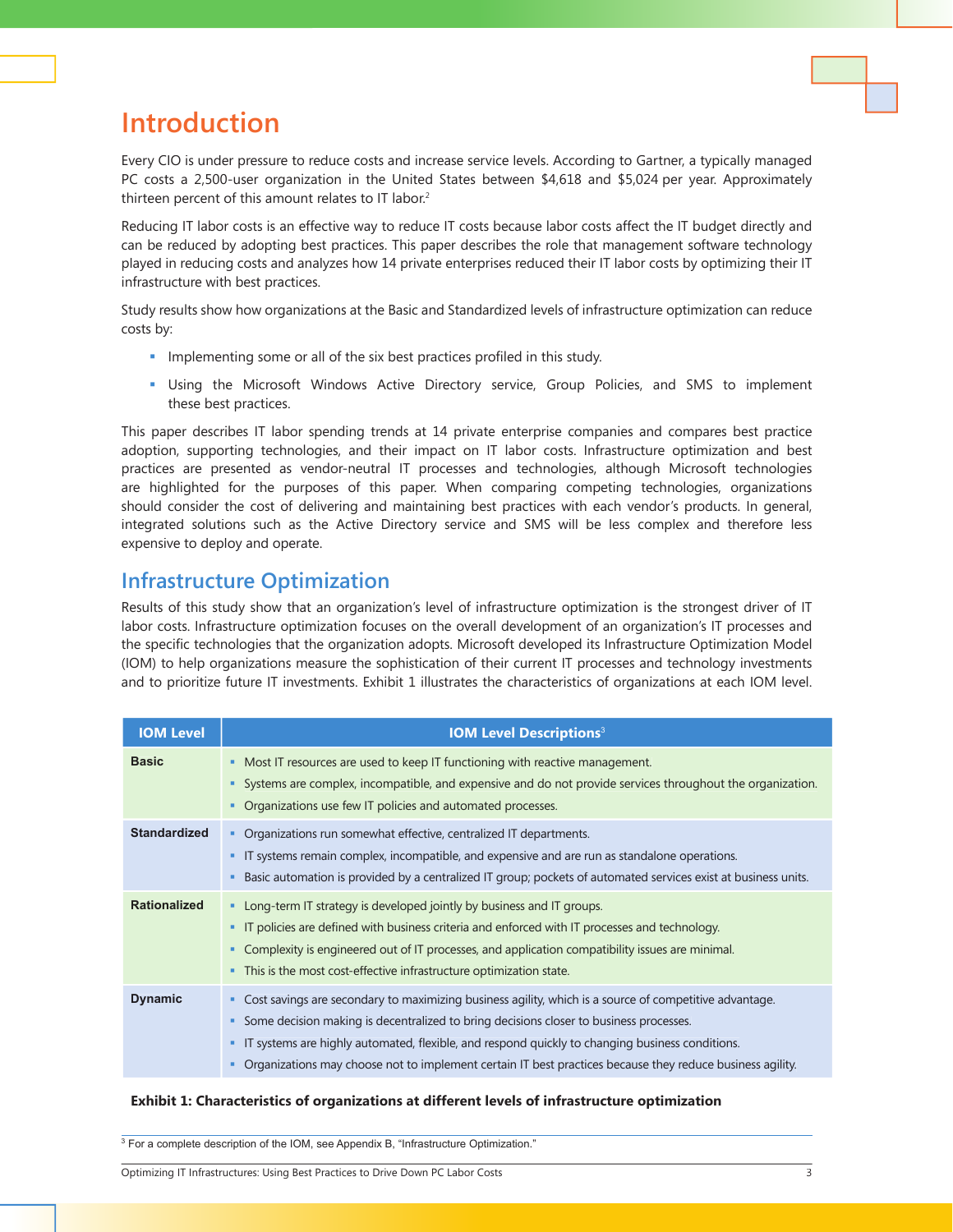# Introduction

Every CIO is under pressure to reduce costs and increase service levels. According to Gartner, a typically managed PC costs a 2,500-user organization in the United States between \$4,618 and \$5,024 per year. Approximately thirteen percent of this amount relates to IT labor.[2]

Reducing IT labor costs is an effective way to reduce IT costs because labor costs affect the IT budget directly and can be reduced by adopting best practices. This paper describes the role that management software technology played in reducing costs and analyzes how 14 private enterprises reduced their IT labor costs by optimizing their IT infrastructure with best practices.

Study results show how organizations at the Basic and Standardized levels of infrastructure optimization can reduce costs by:

- Implementing some or all of the six best practices profiled in this study.
- Using the Microsoft Windows Active Directory service, Group Policies, and SMS to implement these best practices.

This paper describes IT labor spending trends at 14 private enterprise companies and compares best practice adoption, supporting technologies, and their impact on IT labor costs. Infrastructure optimization and best practices are presented as vendor-neutral IT processes and technologies, although Microsoft technologies are highlighted for the purposes of this paper. When comparing competing technologies, organizations should consider the cost of delivering and maintaining best practices with each vendor's products. In general, integrated solutions such as the Active Directory service and SMS will be less complex and therefore less expensive to deploy and operate.

## Infrastructure Optimization

Results of this study show that an organization's level of infrastructure optimization is the strongest driver of IT labor costs. Infrastructure optimization focuses on the overall development of an organization's IT processes and the specific technologies that the organization adopts. Microsoft developed its Infrastructure Optimization Model (IOM) to help organizations measure the sophistication of their current IT processes and technology investments and to prioritize future IT investments. Exhibit 1 illustrates the characteristics of organizations at each IOM level.

| IOM Level | IOM Level Descriptions[3] |
|---|---|
| **Basic** | ▪ Most IT resources are used to keep IT functioning with reactive management.<br>▪ Systems are complex, incompatible, and expensive and do not provide services throughout the organization.<br>▪ Organizations use few IT policies and automated processes. |
| **Standardized** | ▪ Organizations run somewhat effective, centralized IT departments.<br>▪ IT systems remain complex, incompatible, and expensive and are run as standalone operations.<br>▪ Basic automation is provided by a centralized IT group; pockets of automated services exist at business units. |
| **Rationalized** | ▪ Long-term IT strategy is developed jointly by business and IT groups.<br>▪ IT policies are defined with business criteria and enforced with IT processes and technology.<br>▪ Complexity is engineered out of IT processes, and application compatibility issues are minimal.<br>▪ This is the most cost-effective infrastructure optimization state. |
| **Dynamic** | ▪ Cost savings are secondary to maximizing business agility, which is a source of competitive advantage.<br>▪ Some decision making is decentralized to bring decisions closer to business processes.<br>▪ IT systems are highly automated, flexible, and respond quickly to changing business conditions.<br>▪ Organizations may choose not to implement certain IT best practices because they reduce business agility. |

**Exhibit 1: Characteristics of organizations at different levels of infrastructure optimization**

[3] For a complete description of the IOM, see Appendix B, "Infrastructure Optimization."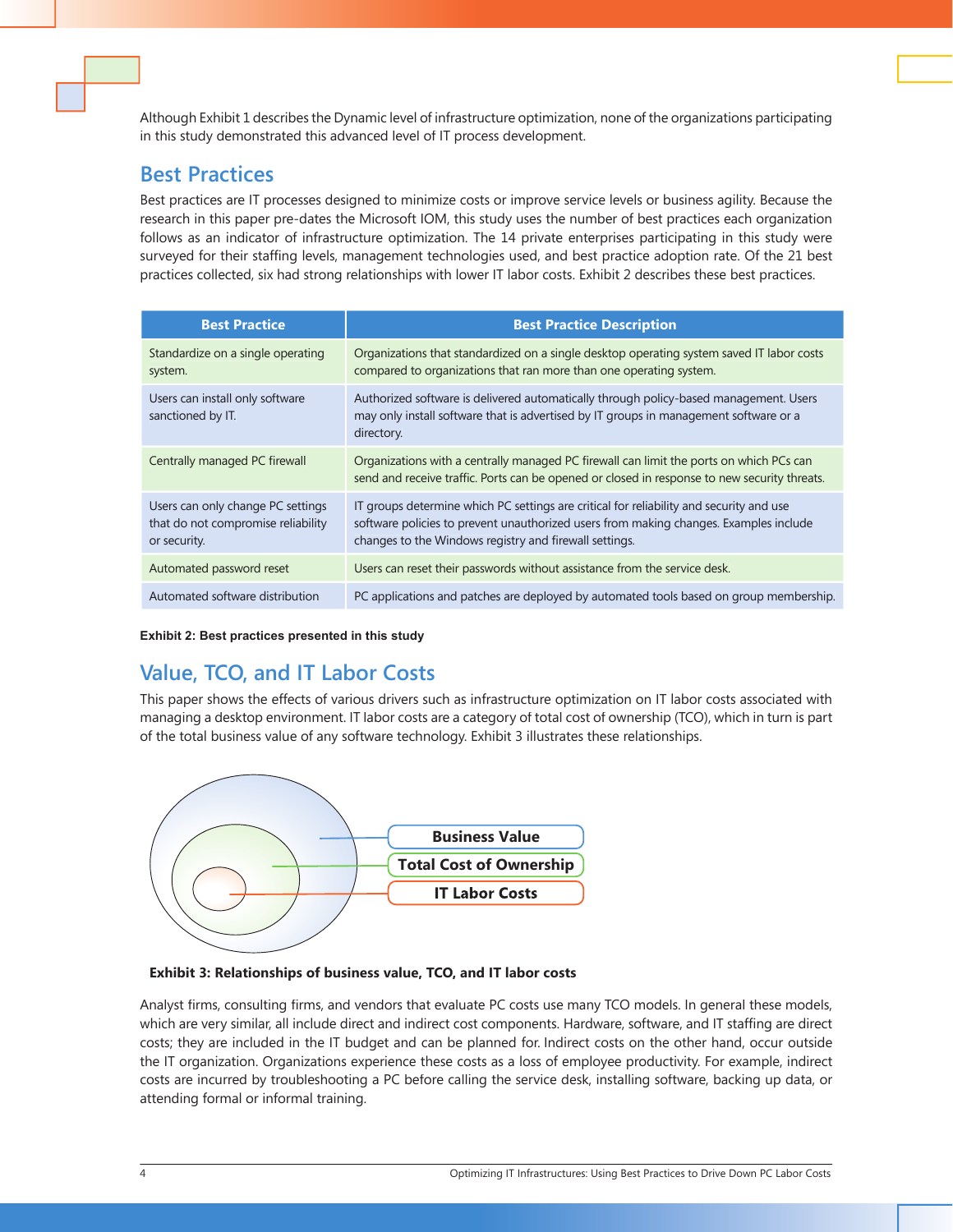Although Exhibit 1 describes the Dynamic level of infrastructure optimization, none of the organizations participating in this study demonstrated this advanced level of IT process development.

## Best Practices

Best practices are IT processes designed to minimize costs or improve service levels or business agility. Because the research in this paper pre-dates the Microsoft IOM, this study uses the number of best practices each organization follows as an indicator of infrastructure optimization. The 14 private enterprises participating in this study were surveyed for their staffing levels, management technologies used, and best practice adoption rate. Of the 21 best practices collected, six had strong relationships with lower IT labor costs. Exhibit 2 describes these best practices.

| Best Practice | Best Practice Description |
|---|---|
| Standardize on a single operating system. | Organizations that standardized on a single desktop operating system saved IT labor costs compared to organizations that ran more than one operating system. |
| Users can install only software sanctioned by IT. | Authorized software is delivered automatically through policy-based management. Users may only install software that is advertised by IT groups in management software or a directory. |
| Centrally managed PC firewall | Organizations with a centrally managed PC firewall can limit the ports on which PCs can send and receive traffic. Ports can be opened or closed in response to new security threats. |
| Users can only change PC settings that do not compromise reliability or security. | IT groups determine which PC settings are critical for reliability and security and use software policies to prevent unauthorized users from making changes. Examples include changes to the Windows registry and firewall settings. |
| Automated password reset | Users can reset their passwords without assistance from the service desk. |
| Automated software distribution | PC applications and patches are deployed by automated tools based on group membership. |

**Exhibit 2: Best practices presented in this study**

## Value, TCO, and IT Labor Costs

This paper shows the effects of various drivers such as infrastructure optimization on IT labor costs associated with managing a desktop environment. IT labor costs are a category of total cost of ownership (TCO), which in turn is part of the total business value of any software technology. Exhibit 3 illustrates these relationships.

Business Value

Total Cost of Ownership

IT Labor Costs

**Exhibit 3: Relationships of business value, TCO, and IT labor costs**

Analyst firms, consulting firms, and vendors that evaluate PC costs use many TCO models. In general these models, which are very similar, all include direct and indirect cost components. Hardware, software, and IT staffing are direct costs; they are included in the IT budget and can be planned for. Indirect costs on the other hand, occur outside the IT organization. Organizations experience these costs as a loss of employee productivity. For example, indirect costs are incurred by troubleshooting a PC before calling the service desk, installing software, backing up data, or attending formal or informal training.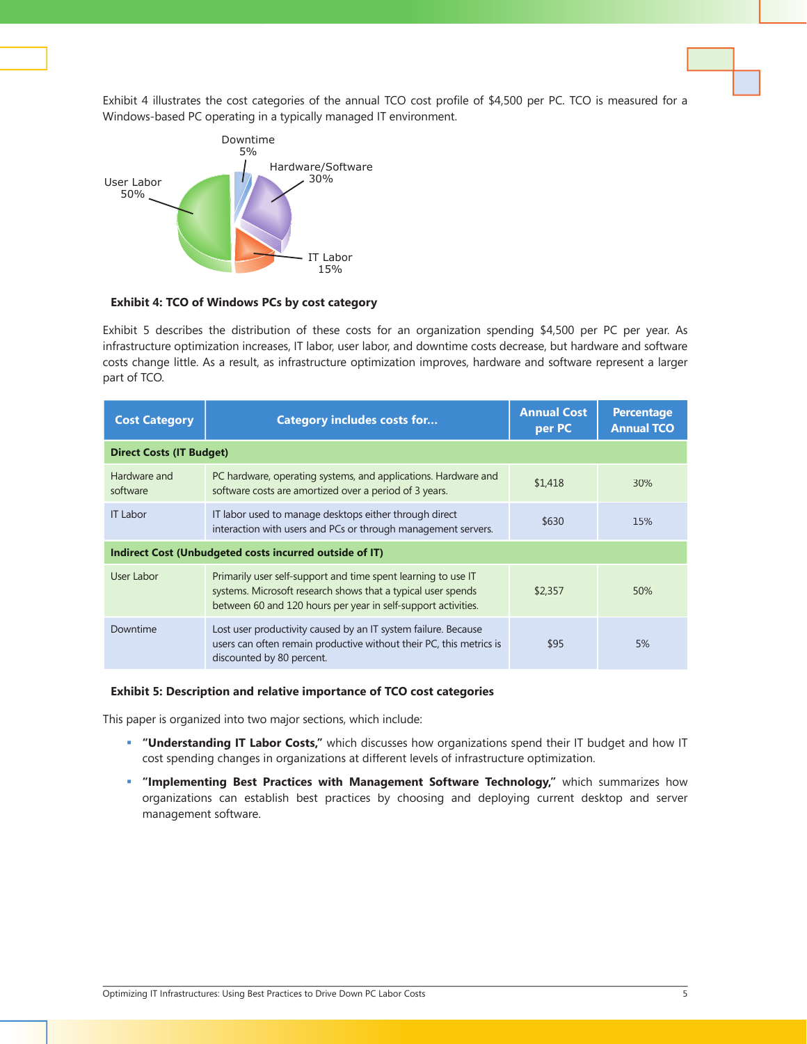Exhibit 4 illustrates the cost categories of the annual TCO cost profile of $4,500 per PC. TCO is measured for a Windows-based PC operating in a typically managed IT environment.

Downtime 5%

Hardware/Software 30%

User Labor 50%

IT Labor 15%

**Exhibit 4: TCO of Windows PCs by cost category**

Exhibit 5 describes the distribution of these costs for an organization spending $4,500 per PC per year. As infrastructure optimization increases, IT labor, user labor, and downtime costs decrease, but hardware and software costs change little. As a result, as infrastructure optimization improves, hardware and software represent a larger part of TCO.

| Cost Category | Category includes costs for... | Annual Cost per PC | Percentage Annual TCO |
|---|---|---|---|
| **Direct Costs (IT Budget)** | | | |
| Hardware and software | PC hardware, operating systems, and applications. Hardware and software costs are amortized over a period of 3 years. | $1,418 | 30% |
| IT Labor | IT labor used to manage desktops either through direct interaction with users and PCs or through management servers. | $630 | 15% |
| **Indirect Cost (Unbudgeted costs incurred outside of IT)** | | | |
| User Labor | Primarily user self-support and time spent learning to use IT systems. Microsoft research shows that a typical user spends between 60 and 120 hours per year in self-support activities. | $2,357 | 50% |
| Downtime | Lost user productivity caused by an IT system failure. Because users can often remain productive without their PC, this metrics is discounted by 80 percent. | $95 | 5% |

**Exhibit 5: Description and relative importance of TCO cost categories**

This paper is organized into two major sections, which include:

- **"Understanding IT Labor Costs,"** which discusses how organizations spend their IT budget and how IT cost spending changes in organizations at different levels of infrastructure optimization.
- **"Implementing Best Practices with Management Software Technology,"** which summarizes how organizations can establish best practices by choosing and deploying current desktop and server management software.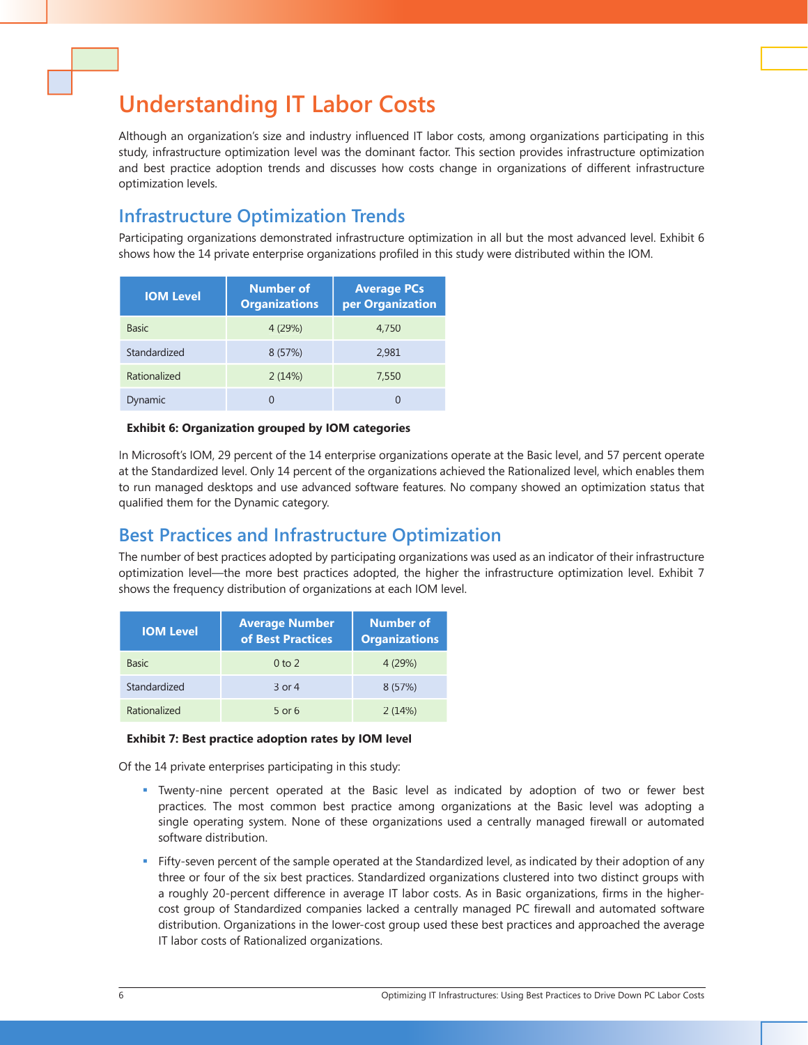# Understanding IT Labor Costs

Although an organization's size and industry influenced IT labor costs, among organizations participating in this study, infrastructure optimization level was the dominant factor. This section provides infrastructure optimization and best practice adoption trends and discusses how costs change in organizations of different infrastructure optimization levels.

## Infrastructure Optimization Trends

Participating organizations demonstrated infrastructure optimization in all but the most advanced level. Exhibit 6 shows how the 14 private enterprise organizations profiled in this study were distributed within the IOM.

| IOM Level | Number of Organizations | Average PCs per Organization |
|---|---|---|
| Basic | 4 (29%) | 4,750 |
| Standardized | 8 (57%) | 2,981 |
| Rationalized | 2 (14%) | 7,550 |
| Dynamic | 0 | 0 |

**Exhibit 6: Organization grouped by IOM categories**

In Microsoft's IOM, 29 percent of the 14 enterprise organizations operate at the Basic level, and 57 percent operate at the Standardized level. Only 14 percent of the organizations achieved the Rationalized level, which enables them to run managed desktops and use advanced software features. No company showed an optimization status that qualified them for the Dynamic category.

## Best Practices and Infrastructure Optimization

The number of best practices adopted by participating organizations was used as an indicator of their infrastructure optimization level—the more best practices adopted, the higher the infrastructure optimization level. Exhibit 7 shows the frequency distribution of organizations at each IOM level.

| IOM Level | Average Number of Best Practices | Number of Organizations |
|---|---|---|
| Basic | 0 to 2 | 4 (29%) |
| Standardized | 3 or 4 | 8 (57%) |
| Rationalized | 5 or 6 | 2 (14%) |

**Exhibit 7: Best practice adoption rates by IOM level**

Of the 14 private enterprises participating in this study:

- Twenty-nine percent operated at the Basic level as indicated by adoption of two or fewer best practices. The most common best practice among organizations at the Basic level was adopting a single operating system. None of these organizations used a centrally managed firewall or automated software distribution.
- Fifty-seven percent of the sample operated at the Standardized level, as indicated by their adoption of any three or four of the six best practices. Standardized organizations clustered into two distinct groups with a roughly 20-percent difference in average IT labor costs. As in Basic organizations, firms in the higher-cost group of Standardized companies lacked a centrally managed PC firewall and automated software distribution. Organizations in the lower-cost group used these best practices and approached the average IT labor costs of Rationalized organizations.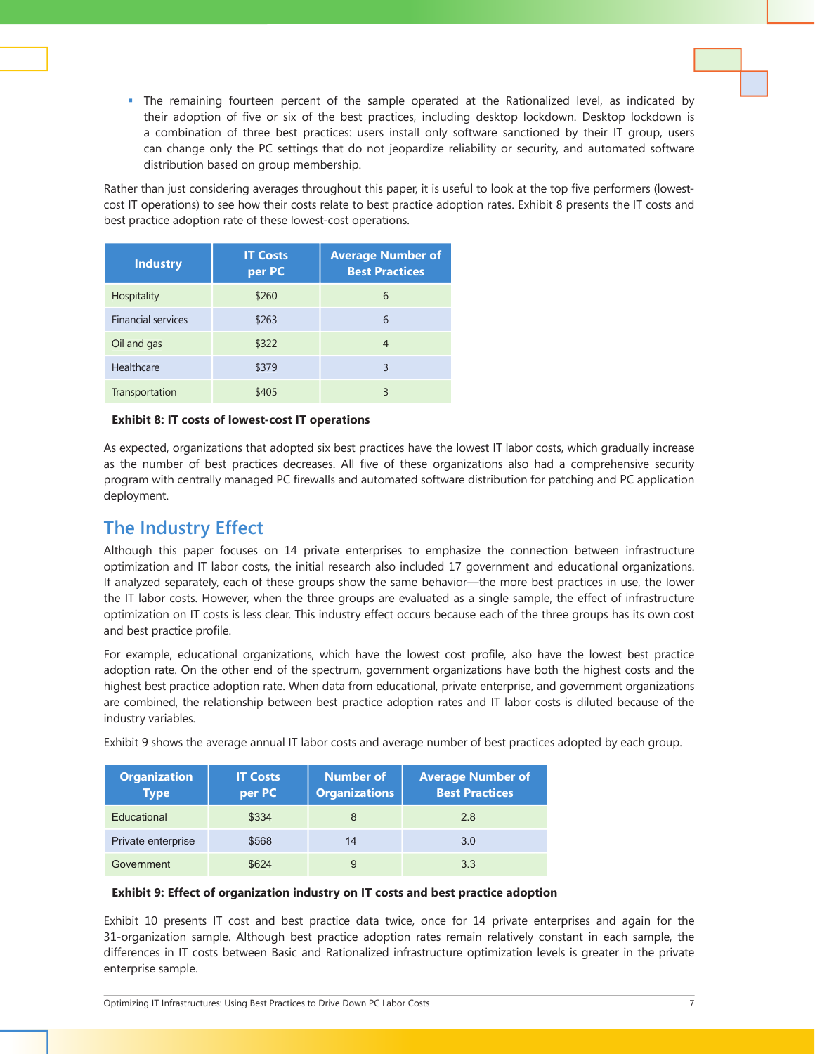- The remaining fourteen percent of the sample operated at the Rationalized level, as indicated by their adoption of five or six of the best practices, including desktop lockdown. Desktop lockdown is a combination of three best practices: users install only software sanctioned by their IT group, users can change only the PC settings that do not jeopardize reliability or security, and automated software distribution based on group membership.

Rather than just considering averages throughout this paper, it is useful to look at the top five performers (lowest-cost IT operations) to see how their costs relate to best practice adoption rates. Exhibit 8 presents the IT costs and best practice adoption rate of these lowest-cost operations.

| Industry | IT Costs per PC | Average Number of Best Practices |
|---|---|---|
| Hospitality | $260 | 6 |
| Financial services | $263 | 6 |
| Oil and gas | $322 | 4 |
| Healthcare | $379 | 3 |
| Transportation | $405 | 3 |

**Exhibit 8: IT costs of lowest-cost IT operations**

As expected, organizations that adopted six best practices have the lowest IT labor costs, which gradually increase as the number of best practices decreases. All five of these organizations also had a comprehensive security program with centrally managed PC firewalls and automated software distribution for patching and PC application deployment.

## The Industry Effect

Although this paper focuses on 14 private enterprises to emphasize the connection between infrastructure optimization and IT labor costs, the initial research also included 17 government and educational organizations. If analyzed separately, each of these groups show the same behavior—the more best practices in use, the lower the IT labor costs. However, when the three groups are evaluated as a single sample, the effect of infrastructure optimization on IT costs is less clear. This industry effect occurs because each of the three groups has its own cost and best practice profile.

For example, educational organizations, which have the lowest cost profile, also have the lowest best practice adoption rate. On the other end of the spectrum, government organizations have both the highest costs and the highest best practice adoption rate. When data from educational, private enterprise, and government organizations are combined, the relationship between best practice adoption rates and IT labor costs is diluted because of the industry variables.

Exhibit 9 shows the average annual IT labor costs and average number of best practices adopted by each group.

| Organization Type | IT Costs per PC | Number of Organizations | Average Number of Best Practices |
|---|---|---|---|
| Educational | $334 | 8 | 2.8 |
| Private enterprise | $568 | 14 | 3.0 |
| Government | $624 | 9 | 3.3 |

**Exhibit 9: Effect of organization industry on IT costs and best practice adoption**

Exhibit 10 presents IT cost and best practice data twice, once for 14 private enterprises and again for the 31-organization sample. Although best practice adoption rates remain relatively constant in each sample, the differences in IT costs between Basic and Rationalized infrastructure optimization levels is greater in the private enterprise sample.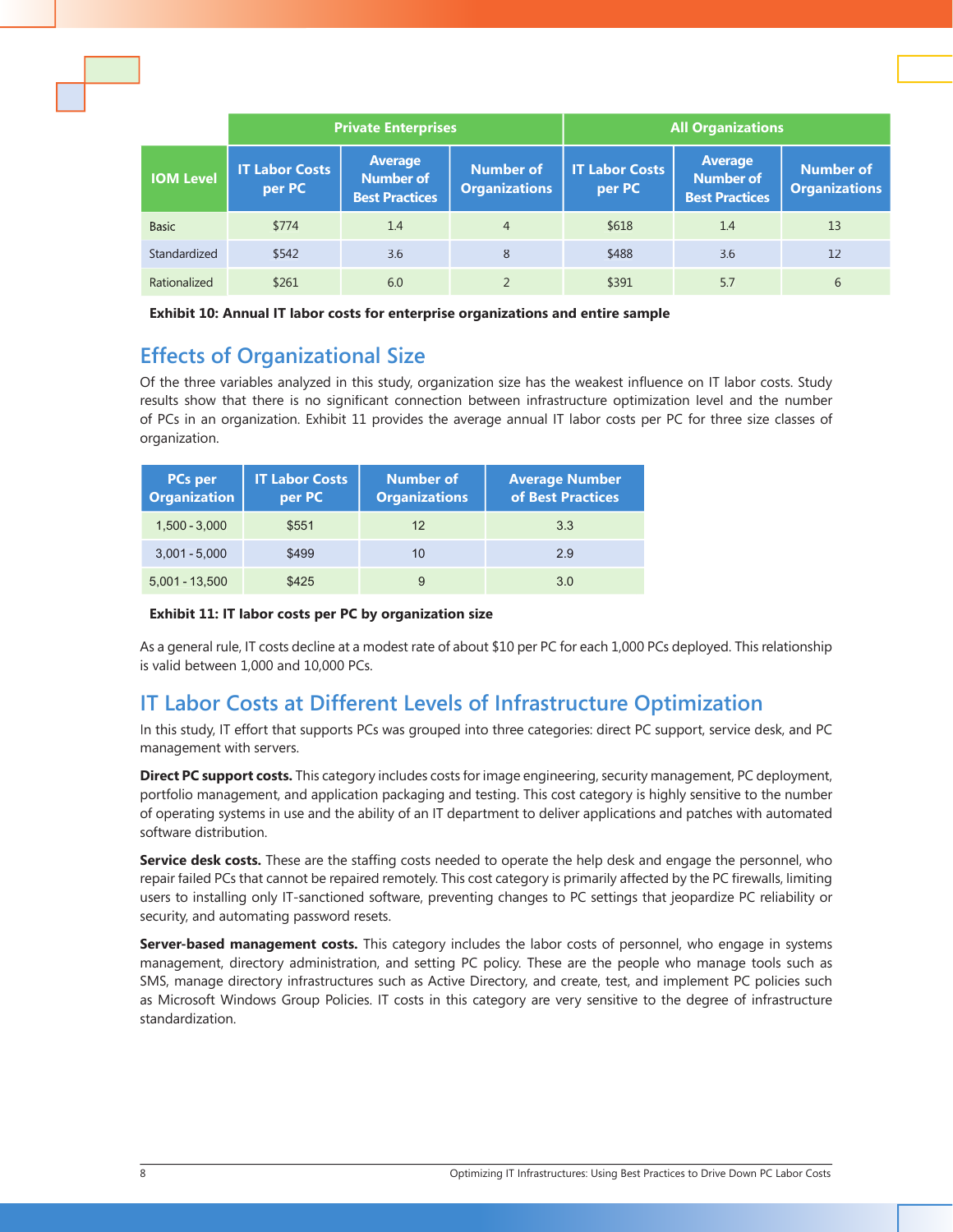| IOM Level | Private Enterprises | | | All Organizations | | |
|---|---|---|---|---|---|---|
| | IT Labor Costs per PC | Average Number of Best Practices | Number of Organizations | IT Labor Costs per PC | Average Number of Best Practices | Number of Organizations |
| Basic | $774 | 1.4 | 4 | $618 | 1.4 | 13 |
| Standardized | $542 | 3.6 | 8 | $488 | 3.6 | 12 |
| Rationalized | $261 | 6.0 | 2 | $391 | 5.7 | 6 |

**Exhibit 10: Annual IT labor costs for enterprise organizations and entire sample**

## Effects of Organizational Size

Of the three variables analyzed in this study, organization size has the weakest influence on IT labor costs. Study results show that there is no significant connection between infrastructure optimization level and the number of PCs in an organization. Exhibit 11 provides the average annual IT labor costs per PC for three size classes of organization.

| PCs per Organization | IT Labor Costs per PC | Number of Organizations | Average Number of Best Practices |
|---|---|---|---|
| 1,500 - 3,000 | $551 | 12 | 3.3 |
| 3,001 - 5,000 | $499 | 10 | 2.9 |
| 5,001 - 13,500 | $425 | 9 | 3.0 |

**Exhibit 11: IT labor costs per PC by organization size**

As a general rule, IT costs decline at a modest rate of about $10 per PC for each 1,000 PCs deployed. This relationship is valid between 1,000 and 10,000 PCs.

## IT Labor Costs at Different Levels of Infrastructure Optimization

In this study, IT effort that supports PCs was grouped into three categories: direct PC support, service desk, and PC management with servers.

**Direct PC support costs.** This category includes costs for image engineering, security management, PC deployment, portfolio management, and application packaging and testing. This cost category is highly sensitive to the number of operating systems in use and the ability of an IT department to deliver applications and patches with automated software distribution.

**Service desk costs.** These are the staffing costs needed to operate the help desk and engage the personnel, who repair failed PCs that cannot be repaired remotely. This cost category is primarily affected by the PC firewalls, limiting users to installing only IT-sanctioned software, preventing changes to PC settings that jeopardize PC reliability or security, and automating password resets.

**Server-based management costs.** This category includes the labor costs of personnel, who engage in systems management, directory administration, and setting PC policy. These are the people who manage tools such as SMS, manage directory infrastructures such as Active Directory, and create, test, and implement PC policies such as Microsoft Windows Group Policies. IT costs in this category are very sensitive to the degree of infrastructure standardization.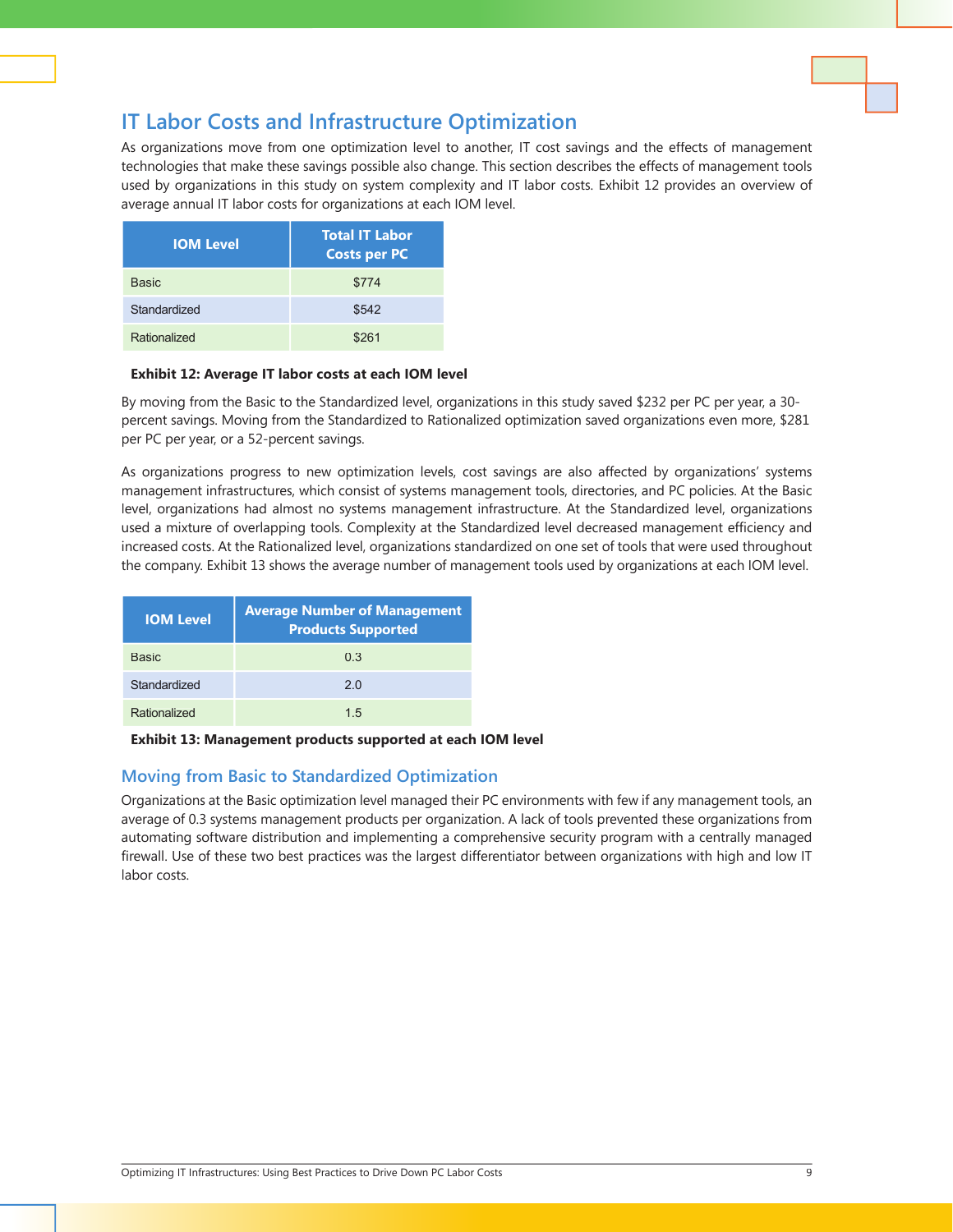## IT Labor Costs and Infrastructure Optimization

As organizations move from one optimization level to another, IT cost savings and the effects of management technologies that make these savings possible also change. This section describes the effects of management tools used by organizations in this study on system complexity and IT labor costs. Exhibit 12 provides an overview of average annual IT labor costs for organizations at each IOM level.

| IOM Level | Total IT Labor Costs per PC |
|---|---|
| Basic | $774 |
| Standardized | $542 |
| Rationalized | $261 |

**Exhibit 12: Average IT labor costs at each IOM level**

By moving from the Basic to the Standardized level, organizations in this study saved $232 per PC per year, a 30-percent savings. Moving from the Standardized to Rationalized optimization saved organizations even more, $281 per PC per year, or a 52-percent savings.

As organizations progress to new optimization levels, cost savings are also affected by organizations' systems management infrastructures, which consist of systems management tools, directories, and PC policies. At the Basic level, organizations had almost no systems management infrastructure. At the Standardized level, organizations used a mixture of overlapping tools. Complexity at the Standardized level decreased management efficiency and increased costs. At the Rationalized level, organizations standardized on one set of tools that were used throughout the company. Exhibit 13 shows the average number of management tools used by organizations at each IOM level.

| IOM Level | Average Number of Management Products Supported |
|---|---|
| Basic | 0.3 |
| Standardized | 2.0 |
| Rationalized | 1.5 |

**Exhibit 13: Management products supported at each IOM level**

### Moving from Basic to Standardized Optimization

Organizations at the Basic optimization level managed their PC environments with few if any management tools, an average of 0.3 systems management products per organization. A lack of tools prevented these organizations from automating software distribution and implementing a comprehensive security program with a centrally managed firewall. Use of these two best practices was the largest differentiator between organizations with high and low IT labor costs.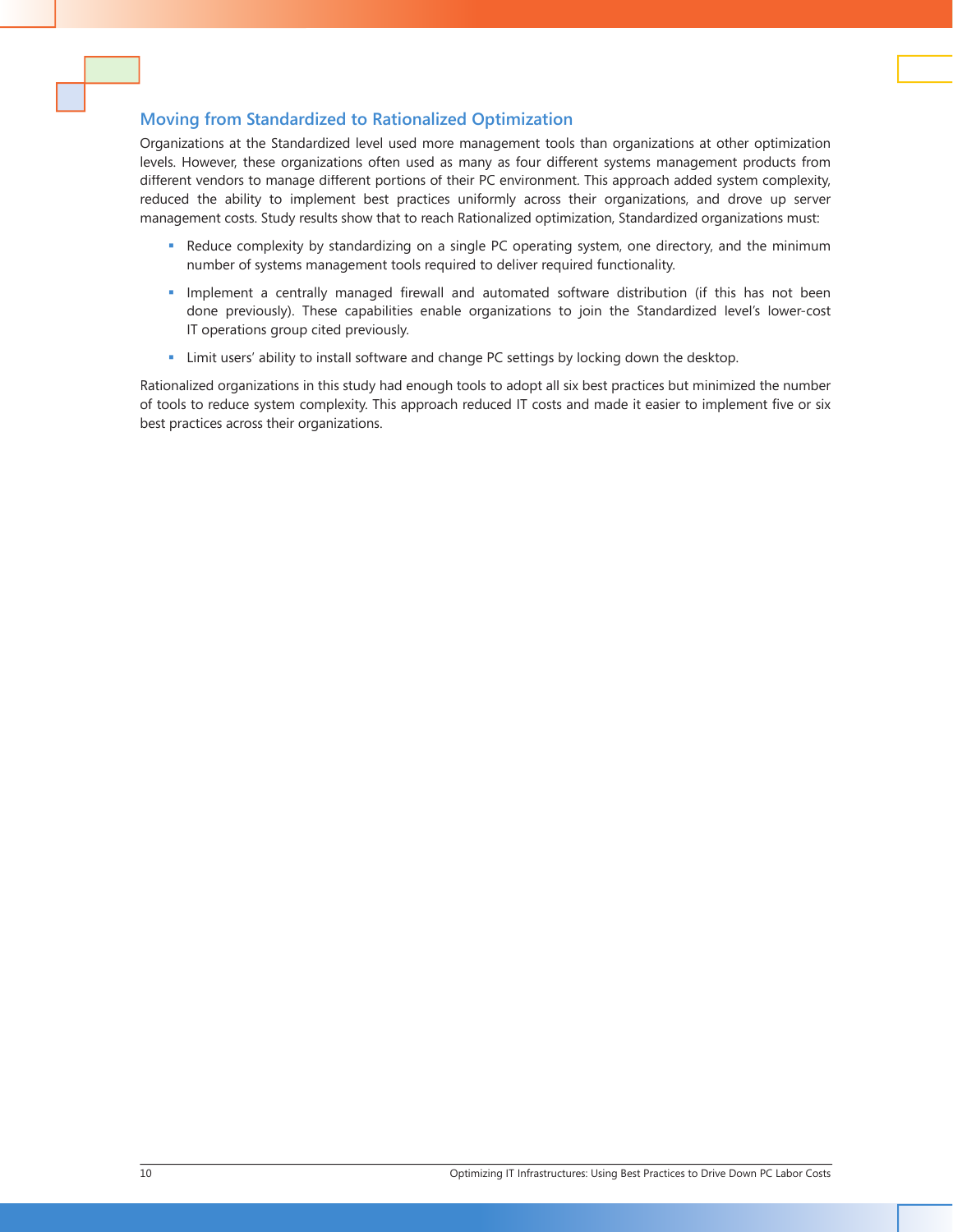## Moving from Standardized to Rationalized Optimization

Organizations at the Standardized level used more management tools than organizations at other optimization levels. However, these organizations often used as many as four different systems management products from different vendors to manage different portions of their PC environment. This approach added system complexity, reduced the ability to implement best practices uniformly across their organizations, and drove up server management costs. Study results show that to reach Rationalized optimization, Standardized organizations must:

- Reduce complexity by standardizing on a single PC operating system, one directory, and the minimum number of systems management tools required to deliver required functionality.
- Implement a centrally managed firewall and automated software distribution (if this has not been done previously). These capabilities enable organizations to join the Standardized level's lower-cost IT operations group cited previously.
- Limit users' ability to install software and change PC settings by locking down the desktop.

Rationalized organizations in this study had enough tools to adopt all six best practices but minimized the number of tools to reduce system complexity. This approach reduced IT costs and made it easier to implement five or six best practices across their organizations.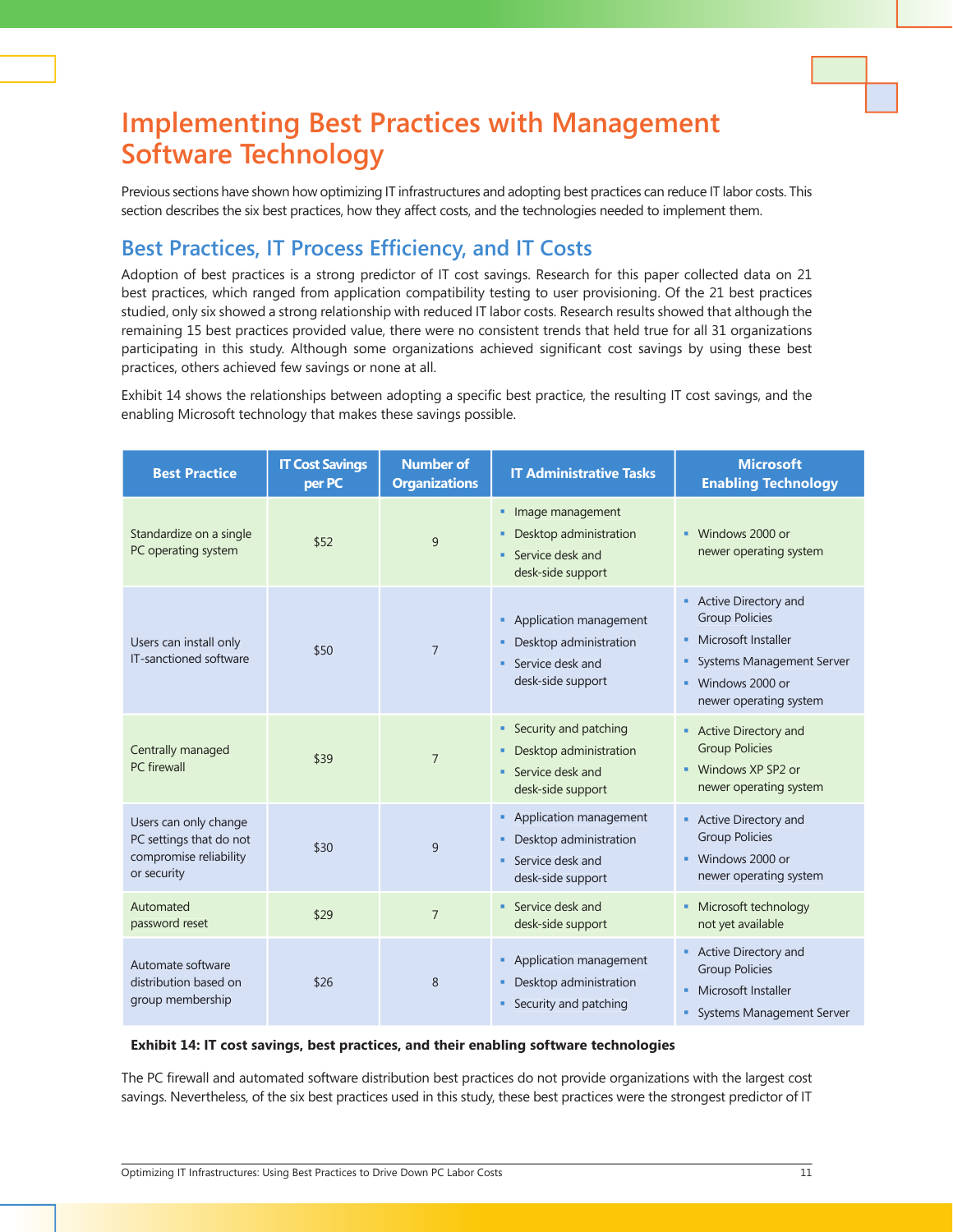# Implementing Best Practices with Management Software Technology

Previous sections have shown how optimizing IT infrastructures and adopting best practices can reduce IT labor costs. This section describes the six best practices, how they affect costs, and the technologies needed to implement them.

## Best Practices, IT Process Efficiency, and IT Costs

Adoption of best practices is a strong predictor of IT cost savings. Research for this paper collected data on 21 best practices, which ranged from application compatibility testing to user provisioning. Of the 21 best practices studied, only six showed a strong relationship with reduced IT labor costs. Research results showed that although the remaining 15 best practices provided value, there were no consistent trends that held true for all 31 organizations participating in this study. Although some organizations achieved significant cost savings by using these best practices, others achieved few savings or none at all.

Exhibit 14 shows the relationships between adopting a specific best practice, the resulting IT cost savings, and the enabling Microsoft technology that makes these savings possible.

| Best Practice | IT Cost Savings per PC | Number of Organizations | IT Administrative Tasks | Microsoft Enabling Technology |
|---|---|---|---|---|
| Standardize on a single PC operating system | $52 | 9 | ▪ Image management<br>▪ Desktop administration<br>▪ Service desk and desk-side support | ▪ Windows 2000 or newer operating system |
| Users can install only IT-sanctioned software | $50 | 7 | ▪ Application management<br>▪ Desktop administration<br>▪ Service desk and desk-side support | ▪ Active Directory and Group Policies<br>▪ Microsoft Installer<br>▪ Systems Management Server<br>▪ Windows 2000 or newer operating system |
| Centrally managed PC firewall | $39 | 7 | ▪ Security and patching<br>▪ Desktop administration<br>▪ Service desk and desk-side support | ▪ Active Directory and Group Policies<br>▪ Windows XP SP2 or newer operating system |
| Users can only change PC settings that do not compromise reliability or security | $30 | 9 | ▪ Application management<br>▪ Desktop administration<br>▪ Service desk and desk-side support | ▪ Active Directory and Group Policies<br>▪ Windows 2000 or newer operating system |
| Automated password reset | $29 | 7 | ▪ Service desk and desk-side support | ▪ Microsoft technology not yet available |
| Automate software distribution based on group membership | $26 | 8 | ▪ Application management<br>▪ Desktop administration<br>▪ Security and patching | ▪ Active Directory and Group Policies<br>▪ Microsoft Installer<br>▪ Systems Management Server |

**Exhibit 14: IT cost savings, best practices, and their enabling software technologies**

The PC firewall and automated software distribution best practices do not provide organizations with the largest cost savings. Nevertheless, of the six best practices used in this study, these best practices were the strongest predictor of IT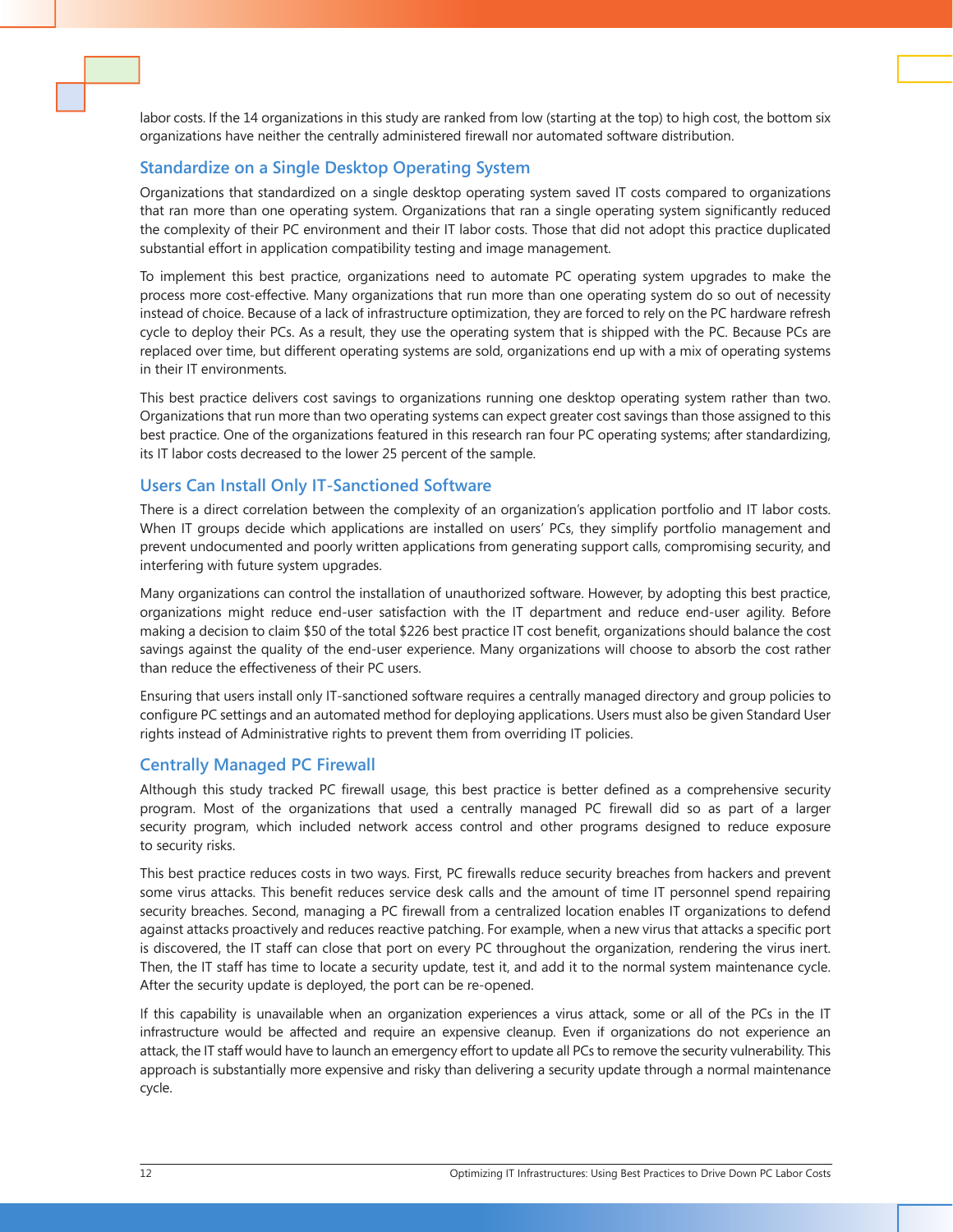labor costs. If the 14 organizations in this study are ranked from low (starting at the top) to high cost, the bottom six organizations have neither the centrally administered firewall nor automated software distribution.

### Standardize on a Single Desktop Operating System

Organizations that standardized on a single desktop operating system saved IT costs compared to organizations that ran more than one operating system. Organizations that ran a single operating system significantly reduced the complexity of their PC environment and their IT labor costs. Those that did not adopt this practice duplicated substantial effort in application compatibility testing and image management.

To implement this best practice, organizations need to automate PC operating system upgrades to make the process more cost-effective. Many organizations that run more than one operating system do so out of necessity instead of choice. Because of a lack of infrastructure optimization, they are forced to rely on the PC hardware refresh cycle to deploy their PCs. As a result, they use the operating system that is shipped with the PC. Because PCs are replaced over time, but different operating systems are sold, organizations end up with a mix of operating systems in their IT environments.

This best practice delivers cost savings to organizations running one desktop operating system rather than two. Organizations that run more than two operating systems can expect greater cost savings than those assigned to this best practice. One of the organizations featured in this research ran four PC operating systems; after standardizing, its IT labor costs decreased to the lower 25 percent of the sample.

### Users Can Install Only IT-Sanctioned Software

There is a direct correlation between the complexity of an organization's application portfolio and IT labor costs. When IT groups decide which applications are installed on users' PCs, they simplify portfolio management and prevent undocumented and poorly written applications from generating support calls, compromising security, and interfering with future system upgrades.

Many organizations can control the installation of unauthorized software. However, by adopting this best practice, organizations might reduce end-user satisfaction with the IT department and reduce end-user agility. Before making a decision to claim $50 of the total $226 best practice IT cost benefit, organizations should balance the cost savings against the quality of the end-user experience. Many organizations will choose to absorb the cost rather than reduce the effectiveness of their PC users.

Ensuring that users install only IT-sanctioned software requires a centrally managed directory and group policies to configure PC settings and an automated method for deploying applications. Users must also be given Standard User rights instead of Administrative rights to prevent them from overriding IT policies.

### Centrally Managed PC Firewall

Although this study tracked PC firewall usage, this best practice is better defined as a comprehensive security program. Most of the organizations that used a centrally managed PC firewall did so as part of a larger security program, which included network access control and other programs designed to reduce exposure to security risks.

This best practice reduces costs in two ways. First, PC firewalls reduce security breaches from hackers and prevent some virus attacks. This benefit reduces service desk calls and the amount of time IT personnel spend repairing security breaches. Second, managing a PC firewall from a centralized location enables IT organizations to defend against attacks proactively and reduces reactive patching. For example, when a new virus that attacks a specific port is discovered, the IT staff can close that port on every PC throughout the organization, rendering the virus inert. Then, the IT staff has time to locate a security update, test it, and add it to the normal system maintenance cycle. After the security update is deployed, the port can be re-opened.

If this capability is unavailable when an organization experiences a virus attack, some or all of the PCs in the IT infrastructure would be affected and require an expensive cleanup. Even if organizations do not experience an attack, the IT staff would have to launch an emergency effort to update all PCs to remove the security vulnerability. This approach is substantially more expensive and risky than delivering a security update through a normal maintenance cycle.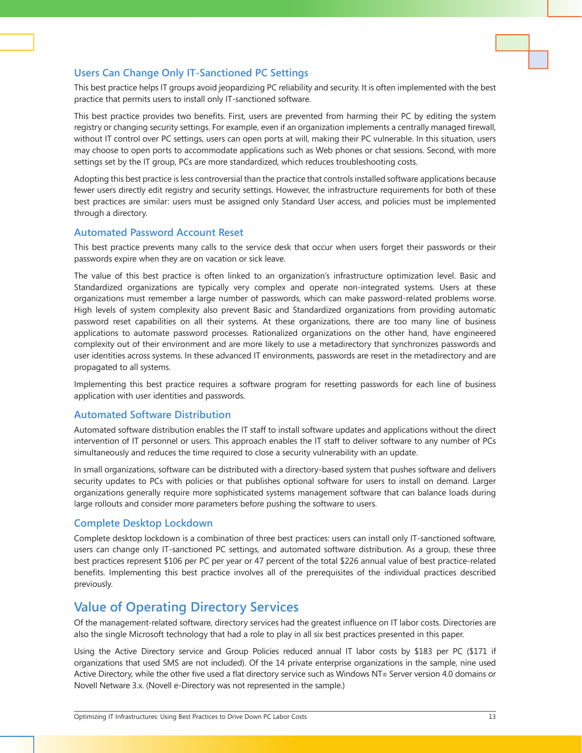### Users Can Change Only IT-Sanctioned PC Settings

This best practice helps IT groups avoid jeopardizing PC reliability and security. It is often implemented with the best practice that permits users to install only IT-sanctioned software.

This best practice provides two benefits. First, users are prevented from harming their PC by editing the system registry or changing security settings. For example, even if an organization implements a centrally managed firewall, without IT control over PC settings, users can open ports at will, making their PC vulnerable. In this situation, users may choose to open ports to accommodate applications such as Web phones or chat sessions. Second, with more settings set by the IT group, PCs are more standardized, which reduces troubleshooting costs.

Adopting this best practice is less controversial than the practice that controls installed software applications because fewer users directly edit registry and security settings. However, the infrastructure requirements for both of these best practices are similar: users must be assigned only Standard User access, and policies must be implemented through a directory.

### Automated Password Account Reset

This best practice prevents many calls to the service desk that occur when users forget their passwords or their passwords expire when they are on vacation or sick leave.

The value of this best practice is often linked to an organization's infrastructure optimization level. Basic and Standardized organizations are typically very complex and operate non-integrated systems. Users at these organizations must remember a large number of passwords, which can make password-related problems worse. High levels of system complexity also prevent Basic and Standardized organizations from providing automatic password reset capabilities on all their systems. At these organizations, there are too many line of business applications to automate password processes. Rationalized organizations on the other hand, have engineered complexity out of their environment and are more likely to use a metadirectory that synchronizes passwords and user identities across systems. In these advanced IT environments, passwords are reset in the metadirectory and are propagated to all systems.

Implementing this best practice requires a software program for resetting passwords for each line of business application with user identities and passwords.

### Automated Software Distribution

Automated software distribution enables the IT staff to install software updates and applications without the direct intervention of IT personnel or users. This approach enables the IT staff to deliver software to any number of PCs simultaneously and reduces the time required to close a security vulnerability with an update.

In small organizations, software can be distributed with a directory-based system that pushes software and delivers security updates to PCs with policies or that publishes optional software for users to install on demand. Larger organizations generally require more sophisticated systems management software that can balance loads during large rollouts and consider more parameters before pushing the software to users.

### Complete Desktop Lockdown

Complete desktop lockdown is a combination of three best practices: users can install only IT-sanctioned software, users can change only IT-sanctioned PC settings, and automated software distribution. As a group, these three best practices represent $106 per PC per year or 47 percent of the total $226 annual value of best practice-related benefits. Implementing this best practice involves all of the prerequisites of the individual practices described previously.

## Value of Operating Directory Services

Of the management-related software, directory services had the greatest influence on IT labor costs. Directories are also the single Microsoft technology that had a role to play in all six best practices presented in this paper.

Using the Active Directory service and Group Policies reduced annual IT labor costs by $183 per PC ($171 if organizations that used SMS are not included). Of the 14 private enterprise organizations in the sample, nine used Active Directory, while the other five used a flat directory service such as Windows NT® Server version 4.0 domains or Novell Netware 3.x. (Novell e-Directory was not represented in the sample.)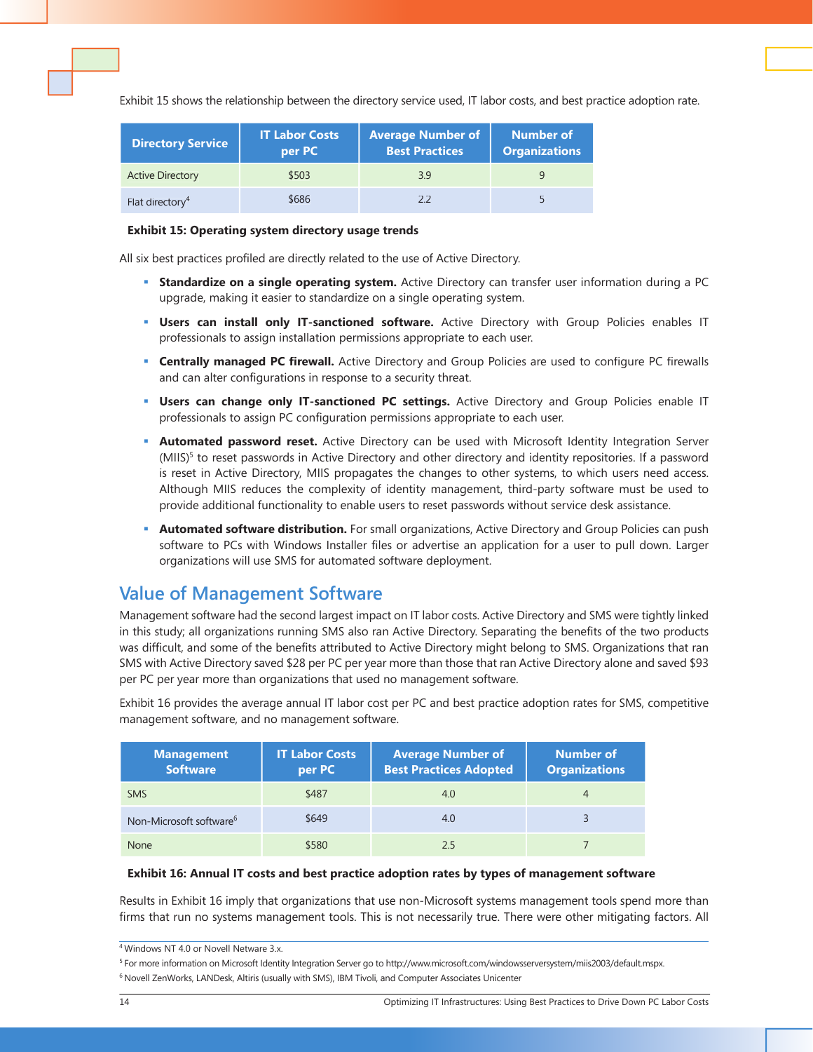Exhibit 15 shows the relationship between the directory service used, IT labor costs, and best practice adoption rate.

| Directory Service | IT Labor Costs per PC | Average Number of Best Practices | Number of Organizations |
|---|---|---|---|
| Active Directory | $503 | 3.9 | 9 |
| Flat directory[4] | $686 | 2.2 | 5 |

**Exhibit 15: Operating system directory usage trends**

All six best practices profiled are directly related to the use of Active Directory.

- **Standardize on a single operating system.** Active Directory can transfer user information during a PC upgrade, making it easier to standardize on a single operating system.
- **Users can install only IT-sanctioned software.** Active Directory with Group Policies enables IT professionals to assign installation permissions appropriate to each user.
- **Centrally managed PC firewall.** Active Directory and Group Policies are used to configure PC firewalls and can alter configurations in response to a security threat.
- **Users can change only IT-sanctioned PC settings.** Active Directory and Group Policies enable IT professionals to assign PC configuration permissions appropriate to each user.
- **Automated password reset.** Active Directory can be used with Microsoft Identity Integration Server (MIIS)[5] to reset passwords in Active Directory and other directory and identity repositories. If a password is reset in Active Directory, MIIS propagates the changes to other systems, to which users need access. Although MIIS reduces the complexity of identity management, third-party software must be used to provide additional functionality to enable users to reset passwords without service desk assistance.
- **Automated software distribution.** For small organizations, Active Directory and Group Policies can push software to PCs with Windows Installer files or advertise an application for a user to pull down. Larger organizations will use SMS for automated software deployment.

## Value of Management Software

Management software had the second largest impact on IT labor costs. Active Directory and SMS were tightly linked in this study; all organizations running SMS also ran Active Directory. Separating the benefits of the two products was difficult, and some of the benefits attributed to Active Directory might belong to SMS. Organizations that ran SMS with Active Directory saved $28 per PC per year more than those that ran Active Directory alone and saved $93 per PC per year more than organizations that used no management software.

Exhibit 16 provides the average annual IT labor cost per PC and best practice adoption rates for SMS, competitive management software, and no management software.

| Management Software | IT Labor Costs per PC | Average Number of Best Practices Adopted | Number of Organizations |
|---|---|---|---|
| SMS | $487 | 4.0 | 4 |
| Non-Microsoft software[6] | $649 | 4.0 | 3 |
| None | $580 | 2.5 | 7 |

**Exhibit 16: Annual IT costs and best practice adoption rates by types of management software**

Results in Exhibit 16 imply that organizations that use non-Microsoft systems management tools spend more than firms that run no systems management tools. This is not necessarily true. There were other mitigating factors. All

[4] Windows NT 4.0 or Novell Netware 3.x.

[5] For more information on Microsoft Identity Integration Server go to http://www.microsoft.com/windowsserversystem/miis2003/default.mspx.

[6] Novell ZenWorks, LANDesk, Altiris (usually with SMS), IBM Tivoli, and Computer Associates Unicenter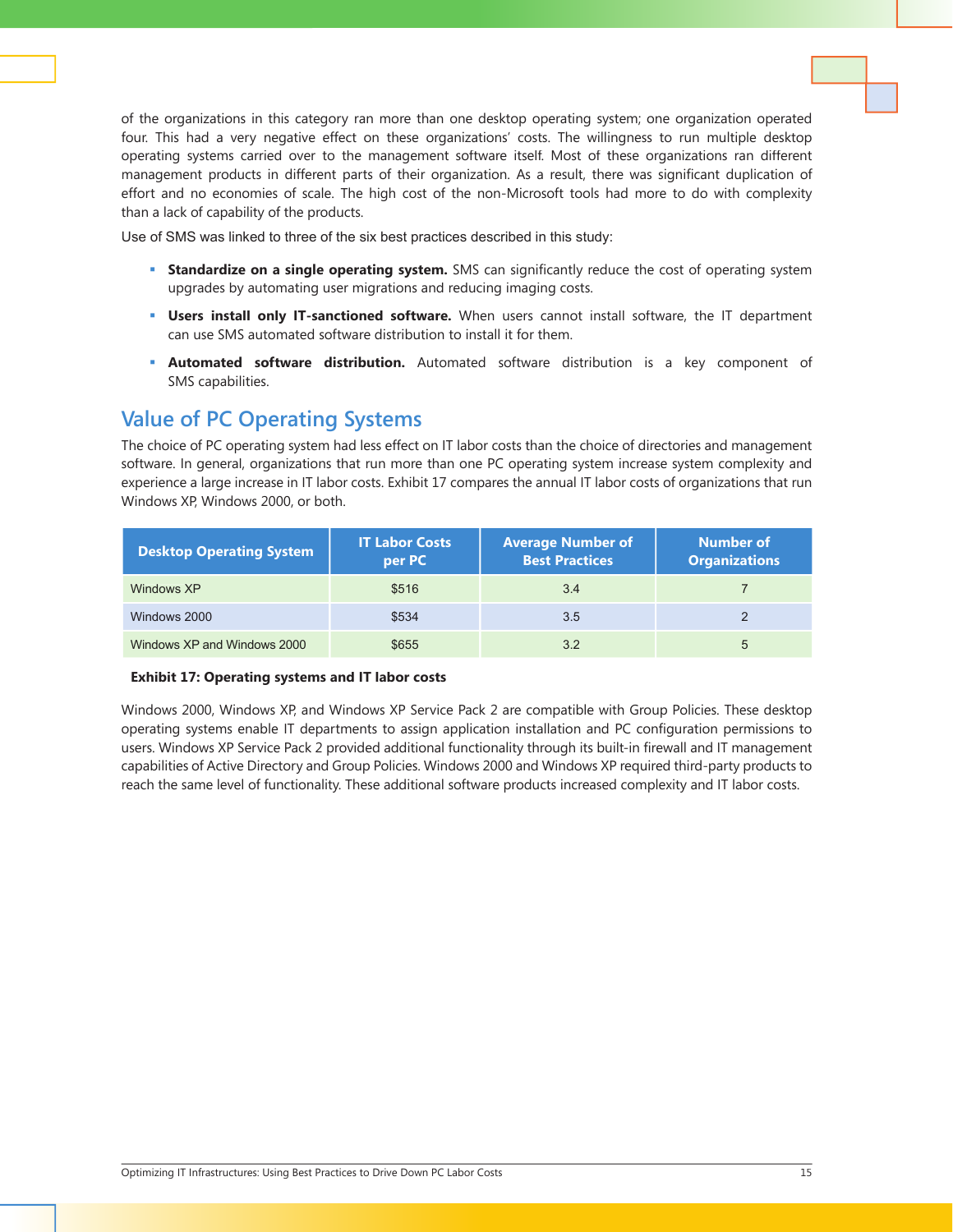of the organizations in this category ran more than one desktop operating system; one organization operated four. This had a very negative effect on these organizations' costs. The willingness to run multiple desktop operating systems carried over to the management software itself. Most of these organizations ran different management products in different parts of their organization. As a result, there was significant duplication of effort and no economies of scale. The high cost of the non-Microsoft tools had more to do with complexity than a lack of capability of the products.

Use of SMS was linked to three of the six best practices described in this study:

- **Standardize on a single operating system.** SMS can significantly reduce the cost of operating system upgrades by automating user migrations and reducing imaging costs.
- **Users install only IT-sanctioned software.** When users cannot install software, the IT department can use SMS automated software distribution to install it for them.
- **Automated software distribution.** Automated software distribution is a key component of SMS capabilities.

## Value of PC Operating Systems

The choice of PC operating system had less effect on IT labor costs than the choice of directories and management software. In general, organizations that run more than one PC operating system increase system complexity and experience a large increase in IT labor costs. Exhibit 17 compares the annual IT labor costs of organizations that run Windows XP, Windows 2000, or both.

| Desktop Operating System | IT Labor Costs per PC | Average Number of Best Practices | Number of Organizations |
|---|---|---|---|
| Windows XP | $516 | 3.4 | 7 |
| Windows 2000 | $534 | 3.5 | 2 |
| Windows XP and Windows 2000 | $655 | 3.2 | 5 |

**Exhibit 17: Operating systems and IT labor costs**

Windows 2000, Windows XP, and Windows XP Service Pack 2 are compatible with Group Policies. These desktop operating systems enable IT departments to assign application installation and PC configuration permissions to users. Windows XP Service Pack 2 provided additional functionality through its built-in firewall and IT management capabilities of Active Directory and Group Policies. Windows 2000 and Windows XP required third-party products to reach the same level of functionality. These additional software products increased complexity and IT labor costs.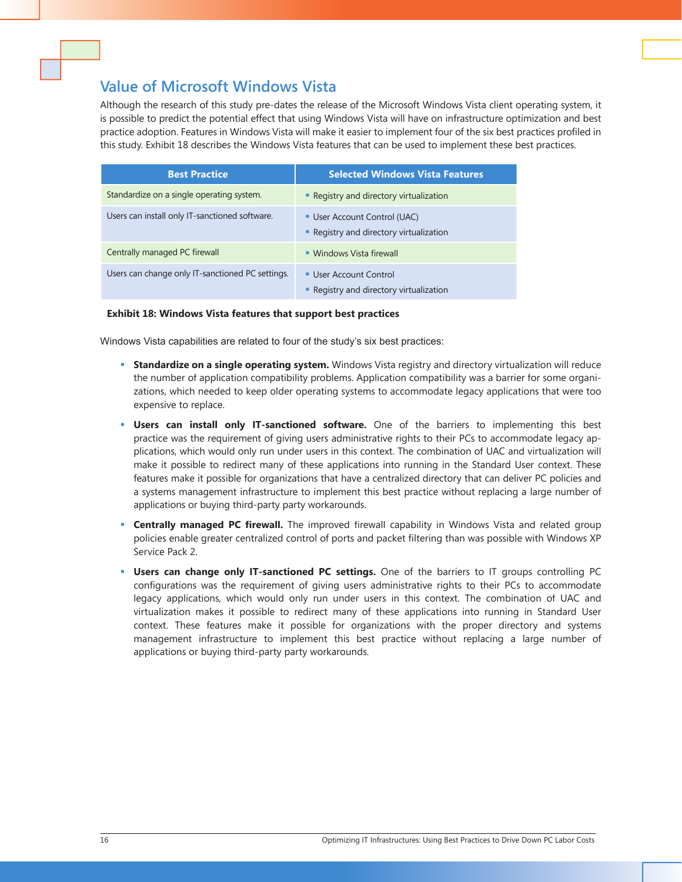## Value of Microsoft Windows Vista

Although the research of this study pre-dates the release of the Microsoft Windows Vista client operating system, it is possible to predict the potential effect that using Windows Vista will have on infrastructure optimization and best practice adoption. Features in Windows Vista will make it easier to implement four of the six best practices profiled in this study. Exhibit 18 describes the Windows Vista features that can be used to implement these best practices.

| Best Practice | Selected Windows Vista Features |
| --- | --- |
| Standardize on a single operating system. | ▪ Registry and directory virtualization |
| Users can install only IT-sanctioned software. | ▪ User Account Control (UAC)<br>▪ Registry and directory virtualization |
| Centrally managed PC firewall | ▪ Windows Vista firewall |
| Users can change only IT-sanctioned PC settings. | ▪ User Account Control<br>▪ Registry and directory virtualization |

**Exhibit 18: Windows Vista features that support best practices**

Windows Vista capabilities are related to four of the study's six best practices:

- **Standardize on a single operating system.** Windows Vista registry and directory virtualization will reduce the number of application compatibility problems. Application compatibility was a barrier for some organizations, which needed to keep older operating systems to accommodate legacy applications that were too expensive to replace.
- **Users can install only IT-sanctioned software.** One of the barriers to implementing this best practice was the requirement of giving users administrative rights to their PCs to accommodate legacy applications, which would only run under users in this context. The combination of UAC and virtualization will make it possible to redirect many of these applications into running in the Standard User context. These features make it possible for organizations that have a centralized directory that can deliver PC policies and a systems management infrastructure to implement this best practice without replacing a large number of applications or buying third-party party workarounds.
- **Centrally managed PC firewall.** The improved firewall capability in Windows Vista and related group policies enable greater centralized control of ports and packet filtering than was possible with Windows XP Service Pack 2.
- **Users can change only IT-sanctioned PC settings.** One of the barriers to IT groups controlling PC configurations was the requirement of giving users administrative rights to their PCs to accommodate legacy applications, which would only run under users in this context. The combination of UAC and virtualization makes it possible to redirect many of these applications into running in Standard User context. These features make it possible for organizations with the proper directory and systems management infrastructure to implement this best practice without replacing a large number of applications or buying third-party party workarounds.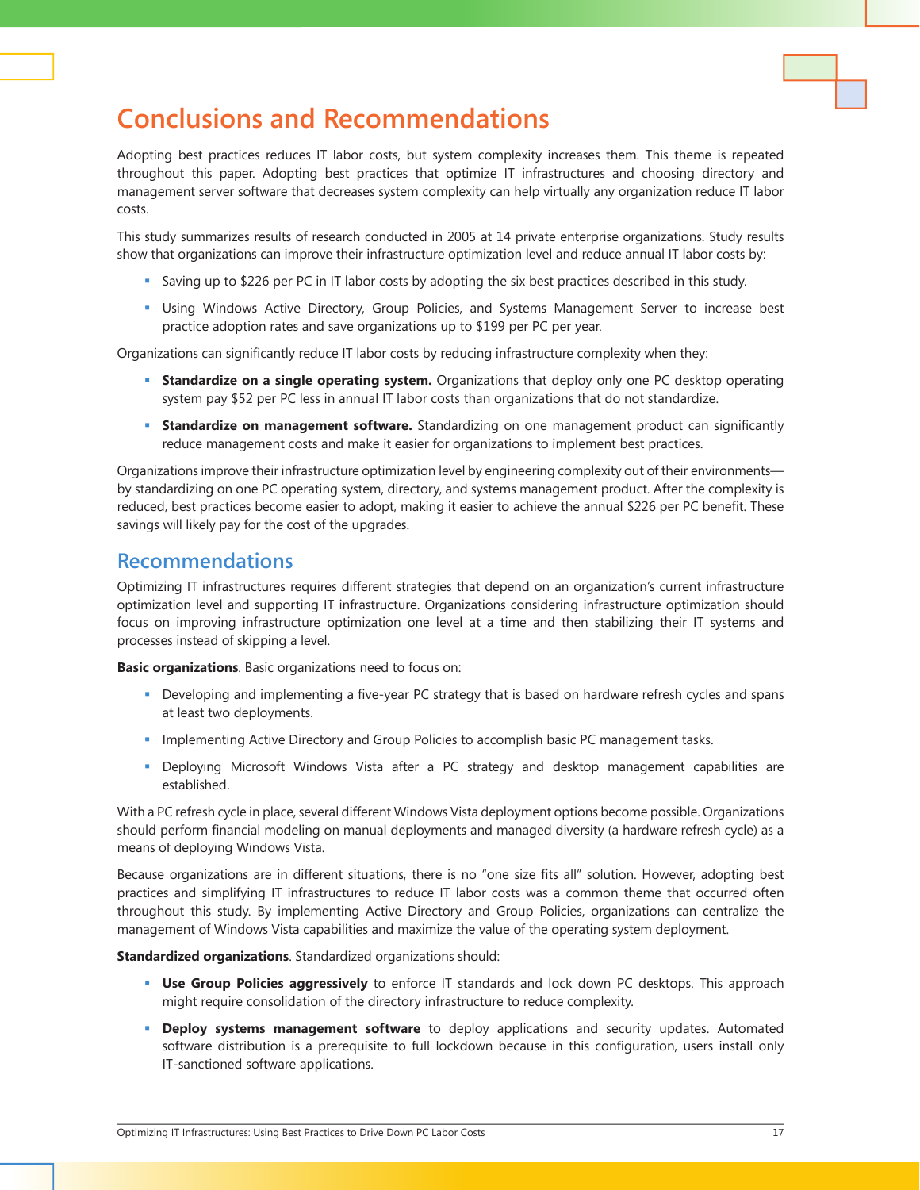# Conclusions and Recommendations

Adopting best practices reduces IT labor costs, but system complexity increases them. This theme is repeated throughout this paper. Adopting best practices that optimize IT infrastructures and choosing directory and management server software that decreases system complexity can help virtually any organization reduce IT labor costs.

This study summarizes results of research conducted in 2005 at 14 private enterprise organizations. Study results show that organizations can improve their infrastructure optimization level and reduce annual IT labor costs by:

- Saving up to $226 per PC in IT labor costs by adopting the six best practices described in this study.
- Using Windows Active Directory, Group Policies, and Systems Management Server to increase best practice adoption rates and save organizations up to $199 per PC per year.

Organizations can significantly reduce IT labor costs by reducing infrastructure complexity when they:

- **Standardize on a single operating system.** Organizations that deploy only one PC desktop operating system pay $52 per PC less in annual IT labor costs than organizations that do not standardize.
- **Standardize on management software.** Standardizing on one management product can significantly reduce management costs and make it easier for organizations to implement best practices.

Organizations improve their infrastructure optimization level by engineering complexity out of their environments—by standardizing on one PC operating system, directory, and systems management product. After the complexity is reduced, best practices become easier to adopt, making it easier to achieve the annual $226 per PC benefit. These savings will likely pay for the cost of the upgrades.

## Recommendations

Optimizing IT infrastructures requires different strategies that depend on an organization's current infrastructure optimization level and supporting IT infrastructure. Organizations considering infrastructure optimization should focus on improving infrastructure optimization one level at a time and then stabilizing their IT systems and processes instead of skipping a level.

**Basic organizations**. Basic organizations need to focus on:

- Developing and implementing a five-year PC strategy that is based on hardware refresh cycles and spans at least two deployments.
- Implementing Active Directory and Group Policies to accomplish basic PC management tasks.
- Deploying Microsoft Windows Vista after a PC strategy and desktop management capabilities are established.

With a PC refresh cycle in place, several different Windows Vista deployment options become possible. Organizations should perform financial modeling on manual deployments and managed diversity (a hardware refresh cycle) as a means of deploying Windows Vista.

Because organizations are in different situations, there is no "one size fits all" solution. However, adopting best practices and simplifying IT infrastructures to reduce IT labor costs was a common theme that occurred often throughout this study. By implementing Active Directory and Group Policies, organizations can centralize the management of Windows Vista capabilities and maximize the value of the operating system deployment.

**Standardized organizations**. Standardized organizations should:

- **Use Group Policies aggressively** to enforce IT standards and lock down PC desktops. This approach might require consolidation of the directory infrastructure to reduce complexity.
- **Deploy systems management software** to deploy applications and security updates. Automated software distribution is a prerequisite to full lockdown because in this configuration, users install only IT-sanctioned software applications.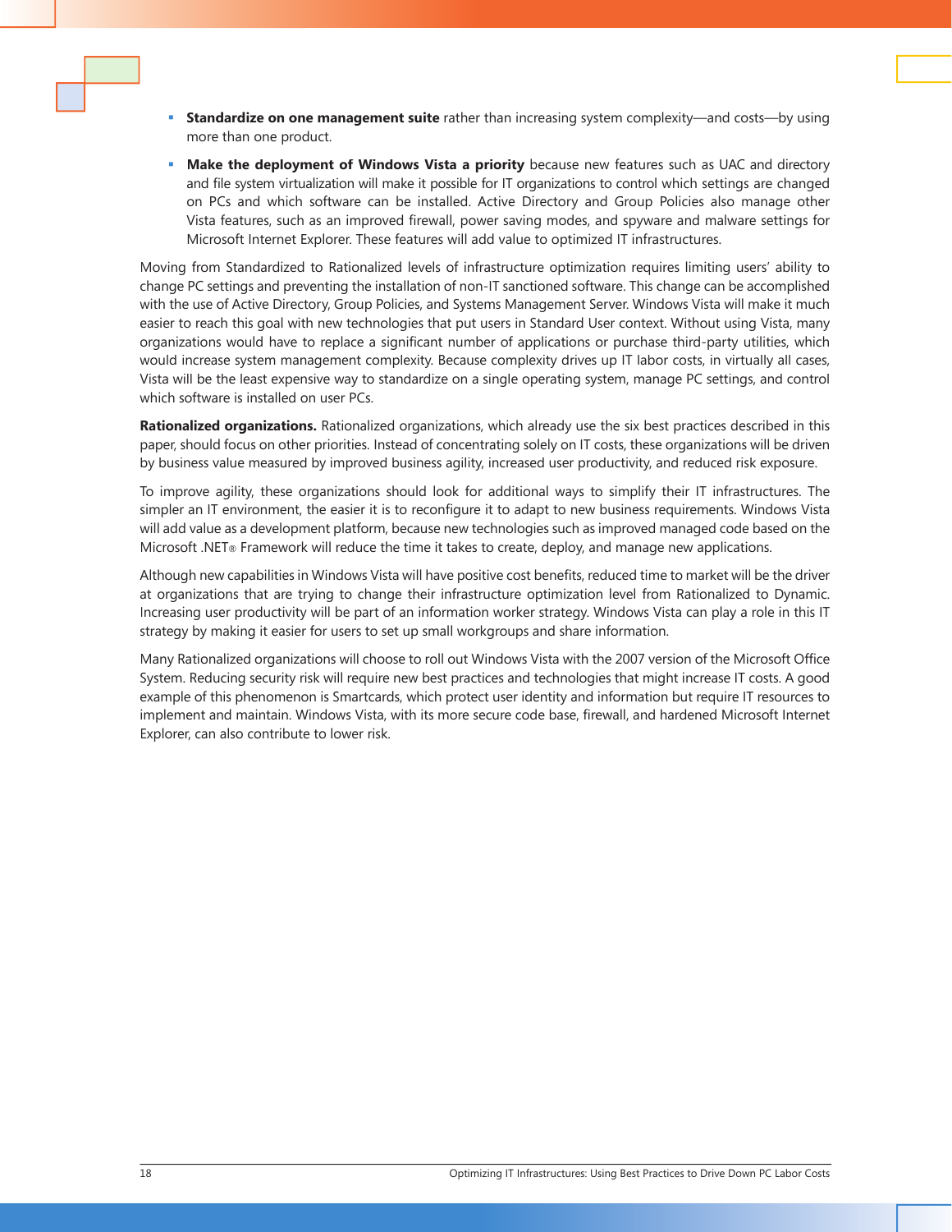- **Standardize on one management suite** rather than increasing system complexity—and costs—by using more than one product.
- **Make the deployment of Windows Vista a priority** because new features such as UAC and directory and file system virtualization will make it possible for IT organizations to control which settings are changed on PCs and which software can be installed. Active Directory and Group Policies also manage other Vista features, such as an improved firewall, power saving modes, and spyware and malware settings for Microsoft Internet Explorer. These features will add value to optimized IT infrastructures.

Moving from Standardized to Rationalized levels of infrastructure optimization requires limiting users' ability to change PC settings and preventing the installation of non-IT sanctioned software. This change can be accomplished with the use of Active Directory, Group Policies, and Systems Management Server. Windows Vista will make it much easier to reach this goal with new technologies that put users in Standard User context. Without using Vista, many organizations would have to replace a significant number of applications or purchase third-party utilities, which would increase system management complexity. Because complexity drives up IT labor costs, in virtually all cases, Vista will be the least expensive way to standardize on a single operating system, manage PC settings, and control which software is installed on user PCs.

**Rationalized organizations.** Rationalized organizations, which already use the six best practices described in this paper, should focus on other priorities. Instead of concentrating solely on IT costs, these organizations will be driven by business value measured by improved business agility, increased user productivity, and reduced risk exposure.

To improve agility, these organizations should look for additional ways to simplify their IT infrastructures. The simpler an IT environment, the easier it is to reconfigure it to adapt to new business requirements. Windows Vista will add value as a development platform, because new technologies such as improved managed code based on the Microsoft .NET® Framework will reduce the time it takes to create, deploy, and manage new applications.

Although new capabilities in Windows Vista will have positive cost benefits, reduced time to market will be the driver at organizations that are trying to change their infrastructure optimization level from Rationalized to Dynamic. Increasing user productivity will be part of an information worker strategy. Windows Vista can play a role in this IT strategy by making it easier for users to set up small workgroups and share information.

Many Rationalized organizations will choose to roll out Windows Vista with the 2007 version of the Microsoft Office System. Reducing security risk will require new best practices and technologies that might increase IT costs. A good example of this phenomenon is Smartcards, which protect user identity and information but require IT resources to implement and maintain. Windows Vista, with its more secure code base, firewall, and hardened Microsoft Internet Explorer, can also contribute to lower risk.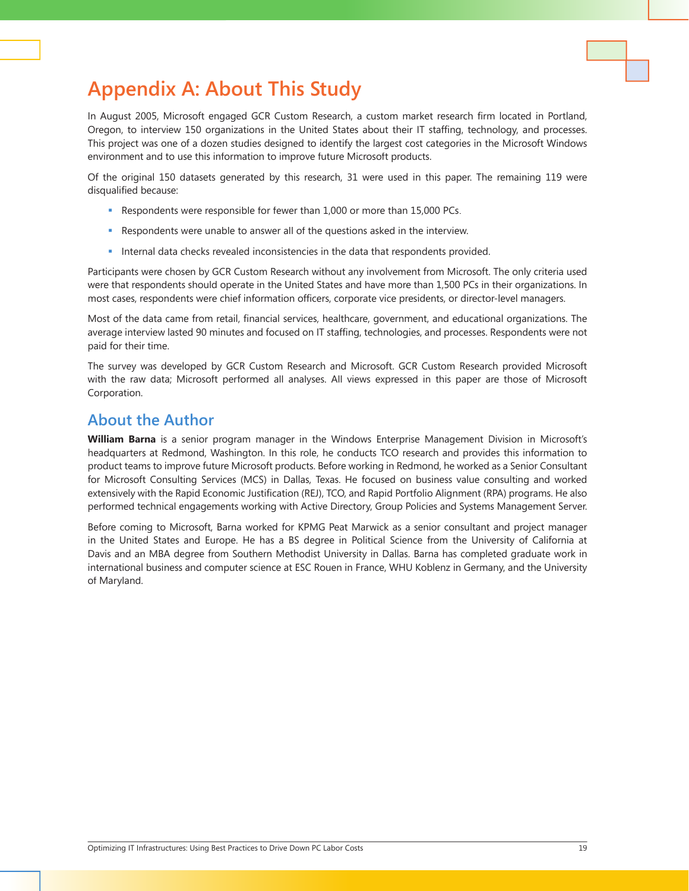# Appendix A: About This Study

In August 2005, Microsoft engaged GCR Custom Research, a custom market research firm located in Portland, Oregon, to interview 150 organizations in the United States about their IT staffing, technology, and processes. This project was one of a dozen studies designed to identify the largest cost categories in the Microsoft Windows environment and to use this information to improve future Microsoft products.

Of the original 150 datasets generated by this research, 31 were used in this paper. The remaining 119 were disqualified because:

- Respondents were responsible for fewer than 1,000 or more than 15,000 PCs.
- Respondents were unable to answer all of the questions asked in the interview.
- Internal data checks revealed inconsistencies in the data that respondents provided.

Participants were chosen by GCR Custom Research without any involvement from Microsoft. The only criteria used were that respondents should operate in the United States and have more than 1,500 PCs in their organizations. In most cases, respondents were chief information officers, corporate vice presidents, or director-level managers.

Most of the data came from retail, financial services, healthcare, government, and educational organizations. The average interview lasted 90 minutes and focused on IT staffing, technologies, and processes. Respondents were not paid for their time.

The survey was developed by GCR Custom Research and Microsoft. GCR Custom Research provided Microsoft with the raw data; Microsoft performed all analyses. All views expressed in this paper are those of Microsoft Corporation.

## About the Author

**William Barna** is a senior program manager in the Windows Enterprise Management Division in Microsoft's headquarters at Redmond, Washington. In this role, he conducts TCO research and provides this information to product teams to improve future Microsoft products. Before working in Redmond, he worked as a Senior Consultant for Microsoft Consulting Services (MCS) in Dallas, Texas. He focused on business value consulting and worked extensively with the Rapid Economic Justification (REJ), TCO, and Rapid Portfolio Alignment (RPA) programs. He also performed technical engagements working with Active Directory, Group Policies and Systems Management Server.

Before coming to Microsoft, Barna worked for KPMG Peat Marwick as a senior consultant and project manager in the United States and Europe. He has a BS degree in Political Science from the University of California at Davis and an MBA degree from Southern Methodist University in Dallas. Barna has completed graduate work in international business and computer science at ESC Rouen in France, WHU Koblenz in Germany, and the University of Maryland.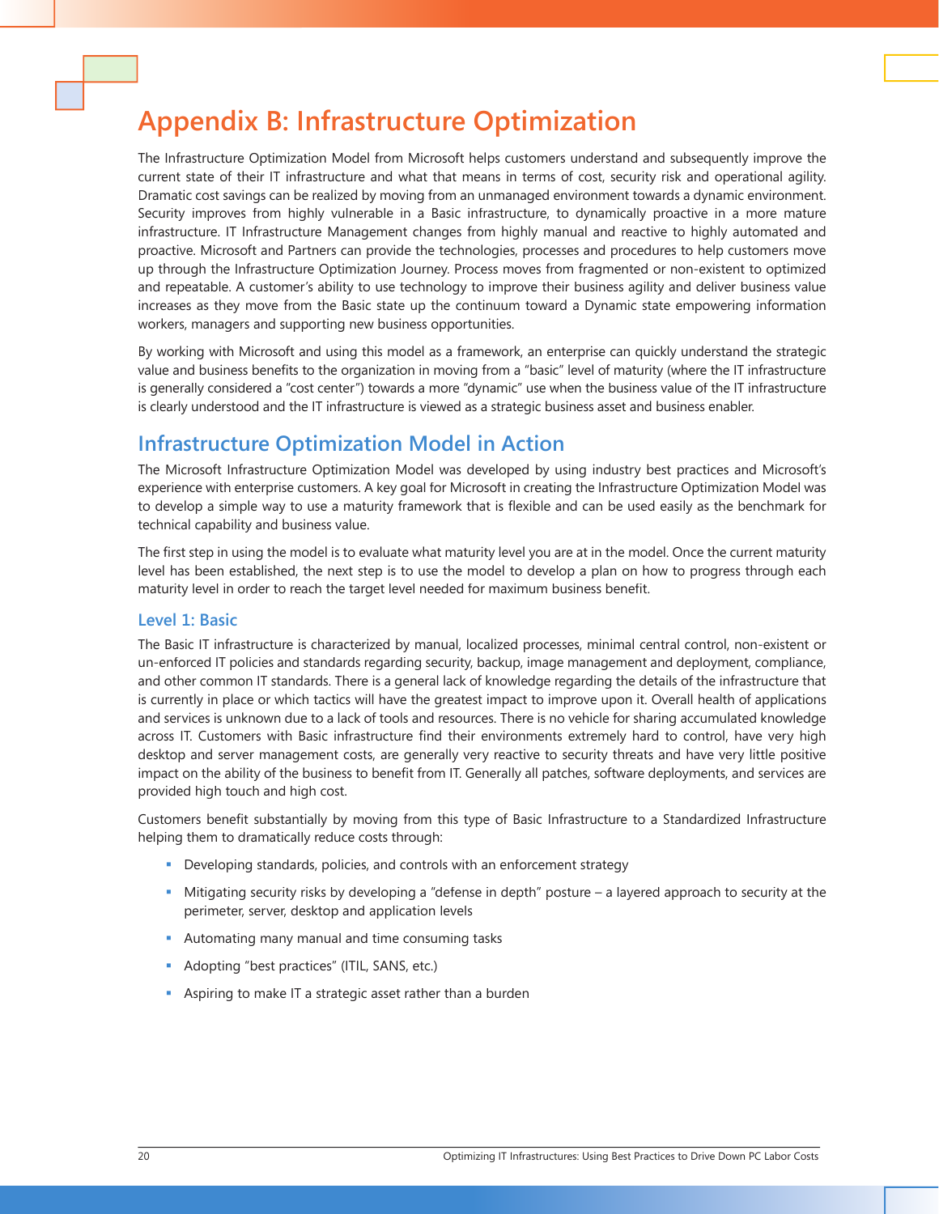# Appendix B: Infrastructure Optimization

The Infrastructure Optimization Model from Microsoft helps customers understand and subsequently improve the current state of their IT infrastructure and what that means in terms of cost, security risk and operational agility. Dramatic cost savings can be realized by moving from an unmanaged environment towards a dynamic environment. Security improves from highly vulnerable in a Basic infrastructure, to dynamically proactive in a more mature infrastructure. IT Infrastructure Management changes from highly manual and reactive to highly automated and proactive. Microsoft and Partners can provide the technologies, processes and procedures to help customers move up through the Infrastructure Optimization Journey. Process moves from fragmented or non-existent to optimized and repeatable. A customer's ability to use technology to improve their business agility and deliver business value increases as they move from the Basic state up the continuum toward a Dynamic state empowering information workers, managers and supporting new business opportunities.

By working with Microsoft and using this model as a framework, an enterprise can quickly understand the strategic value and business benefits to the organization in moving from a "basic" level of maturity (where the IT infrastructure is generally considered a "cost center") towards a more "dynamic" use when the business value of the IT infrastructure is clearly understood and the IT infrastructure is viewed as a strategic business asset and business enabler.

## Infrastructure Optimization Model in Action

The Microsoft Infrastructure Optimization Model was developed by using industry best practices and Microsoft's experience with enterprise customers. A key goal for Microsoft in creating the Infrastructure Optimization Model was to develop a simple way to use a maturity framework that is flexible and can be used easily as the benchmark for technical capability and business value.

The first step in using the model is to evaluate what maturity level you are at in the model. Once the current maturity level has been established, the next step is to use the model to develop a plan on how to progress through each maturity level in order to reach the target level needed for maximum business benefit.

### Level 1: Basic

The Basic IT infrastructure is characterized by manual, localized processes, minimal central control, non-existent or un-enforced IT policies and standards regarding security, backup, image management and deployment, compliance, and other common IT standards. There is a general lack of knowledge regarding the details of the infrastructure that is currently in place or which tactics will have the greatest impact to improve upon it. Overall health of applications and services is unknown due to a lack of tools and resources. There is no vehicle for sharing accumulated knowledge across IT. Customers with Basic infrastructure find their environments extremely hard to control, have very high desktop and server management costs, are generally very reactive to security threats and have very little positive impact on the ability of the business to benefit from IT. Generally all patches, software deployments, and services are provided high touch and high cost.

Customers benefit substantially by moving from this type of Basic Infrastructure to a Standardized Infrastructure helping them to dramatically reduce costs through:

- Developing standards, policies, and controls with an enforcement strategy
- Mitigating security risks by developing a "defense in depth" posture – a layered approach to security at the perimeter, server, desktop and application levels
- Automating many manual and time consuming tasks
- Adopting "best practices" (ITIL, SANS, etc.)
- Aspiring to make IT a strategic asset rather than a burden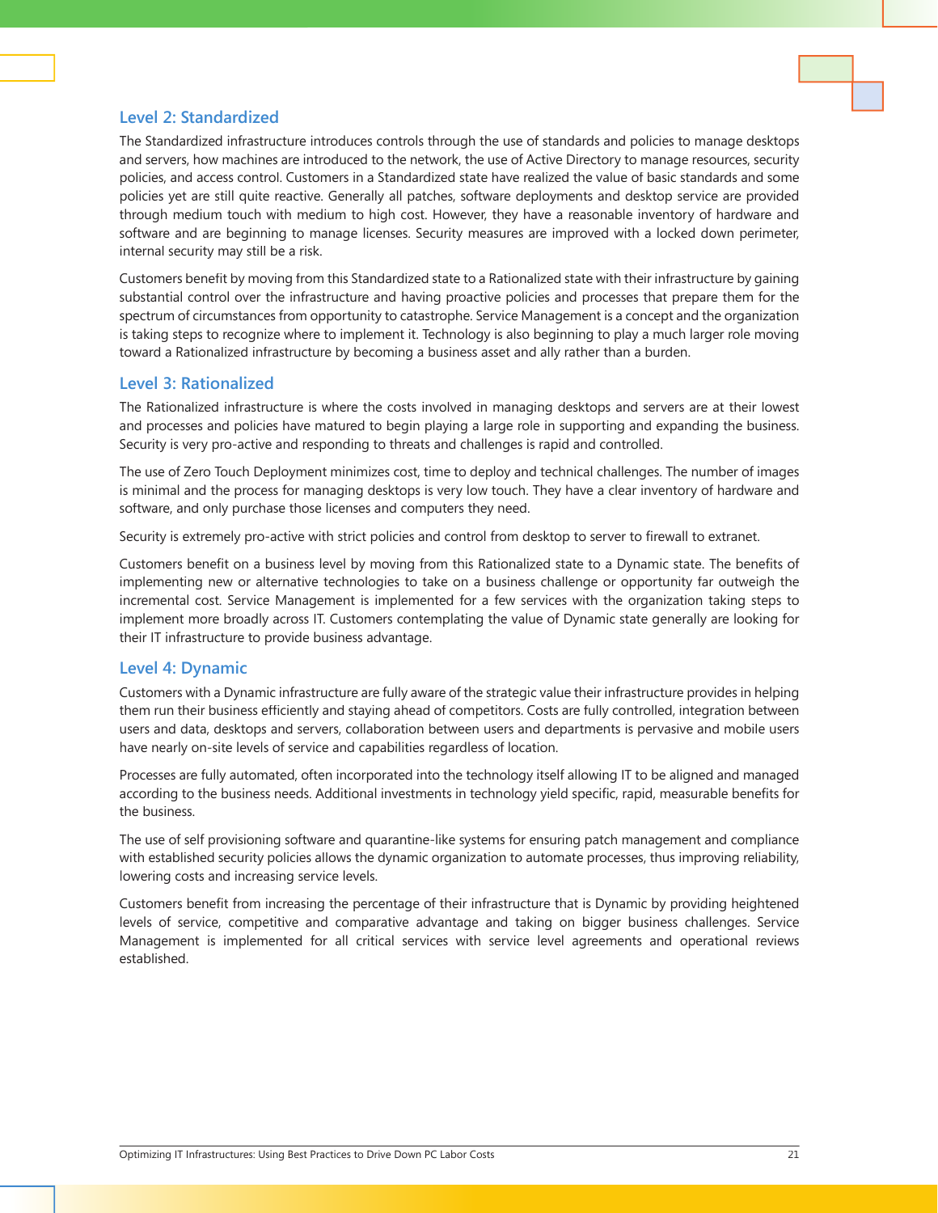## Level 2: Standardized

The Standardized infrastructure introduces controls through the use of standards and policies to manage desktops and servers, how machines are introduced to the network, the use of Active Directory to manage resources, security policies, and access control. Customers in a Standardized state have realized the value of basic standards and some policies yet are still quite reactive. Generally all patches, software deployments and desktop service are provided through medium touch with medium to high cost. However, they have a reasonable inventory of hardware and software and are beginning to manage licenses. Security measures are improved with a locked down perimeter, internal security may still be a risk.

Customers benefit by moving from this Standardized state to a Rationalized state with their infrastructure by gaining substantial control over the infrastructure and having proactive policies and processes that prepare them for the spectrum of circumstances from opportunity to catastrophe. Service Management is a concept and the organization is taking steps to recognize where to implement it. Technology is also beginning to play a much larger role moving toward a Rationalized infrastructure by becoming a business asset and ally rather than a burden.

## Level 3: Rationalized

The Rationalized infrastructure is where the costs involved in managing desktops and servers are at their lowest and processes and policies have matured to begin playing a large role in supporting and expanding the business. Security is very pro-active and responding to threats and challenges is rapid and controlled.

The use of Zero Touch Deployment minimizes cost, time to deploy and technical challenges. The number of images is minimal and the process for managing desktops is very low touch. They have a clear inventory of hardware and software, and only purchase those licenses and computers they need.

Security is extremely pro-active with strict policies and control from desktop to server to firewall to extranet.

Customers benefit on a business level by moving from this Rationalized state to a Dynamic state. The benefits of implementing new or alternative technologies to take on a business challenge or opportunity far outweigh the incremental cost. Service Management is implemented for a few services with the organization taking steps to implement more broadly across IT. Customers contemplating the value of Dynamic state generally are looking for their IT infrastructure to provide business advantage.

## Level 4: Dynamic

Customers with a Dynamic infrastructure are fully aware of the strategic value their infrastructure provides in helping them run their business efficiently and staying ahead of competitors. Costs are fully controlled, integration between users and data, desktops and servers, collaboration between users and departments is pervasive and mobile users have nearly on-site levels of service and capabilities regardless of location.

Processes are fully automated, often incorporated into the technology itself allowing IT to be aligned and managed according to the business needs. Additional investments in technology yield specific, rapid, measurable benefits for the business.

The use of self provisioning software and quarantine-like systems for ensuring patch management and compliance with established security policies allows the dynamic organization to automate processes, thus improving reliability, lowering costs and increasing service levels.

Customers benefit from increasing the percentage of their infrastructure that is Dynamic by providing heightened levels of service, competitive and comparative advantage and taking on bigger business challenges. Service Management is implemented for all critical services with service level agreements and operational reviews established.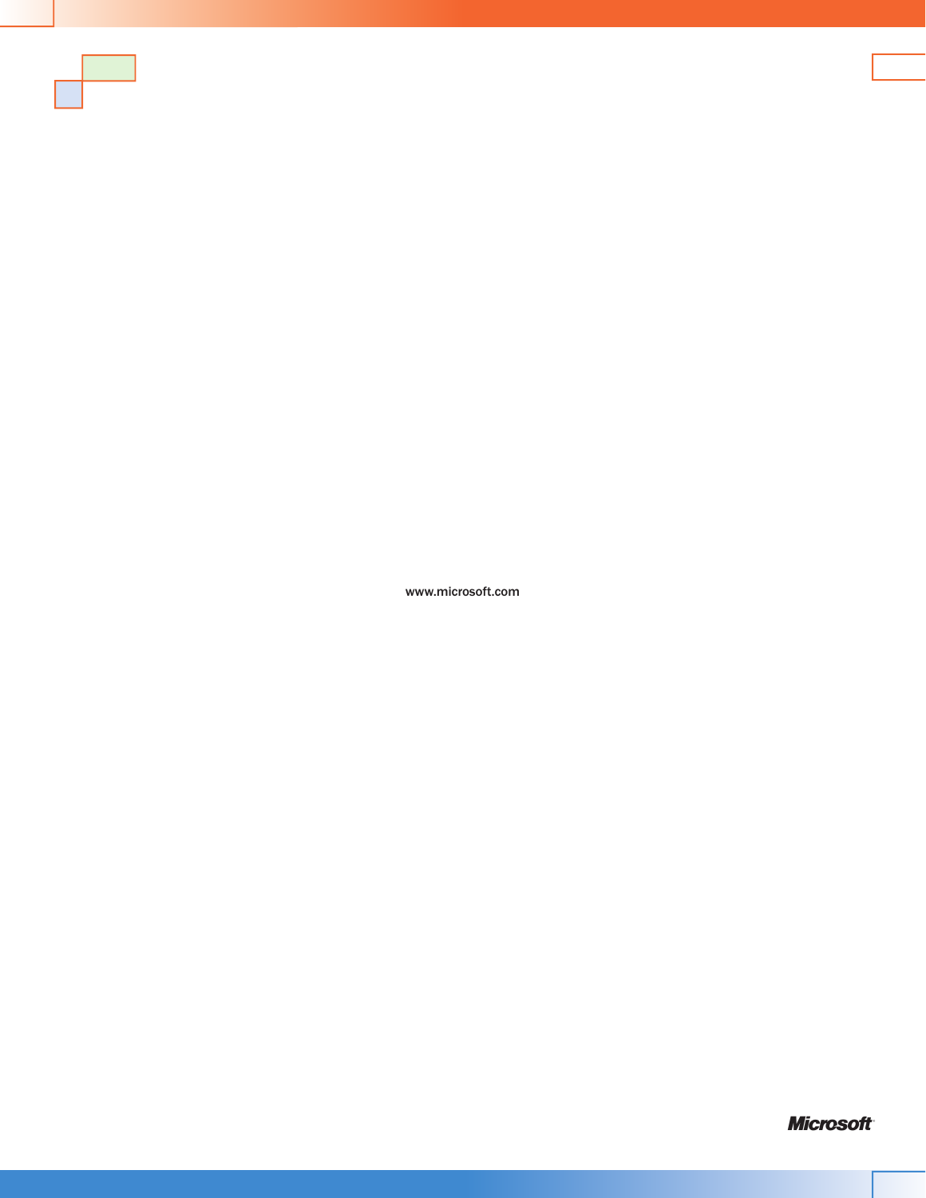www.microsoft.com